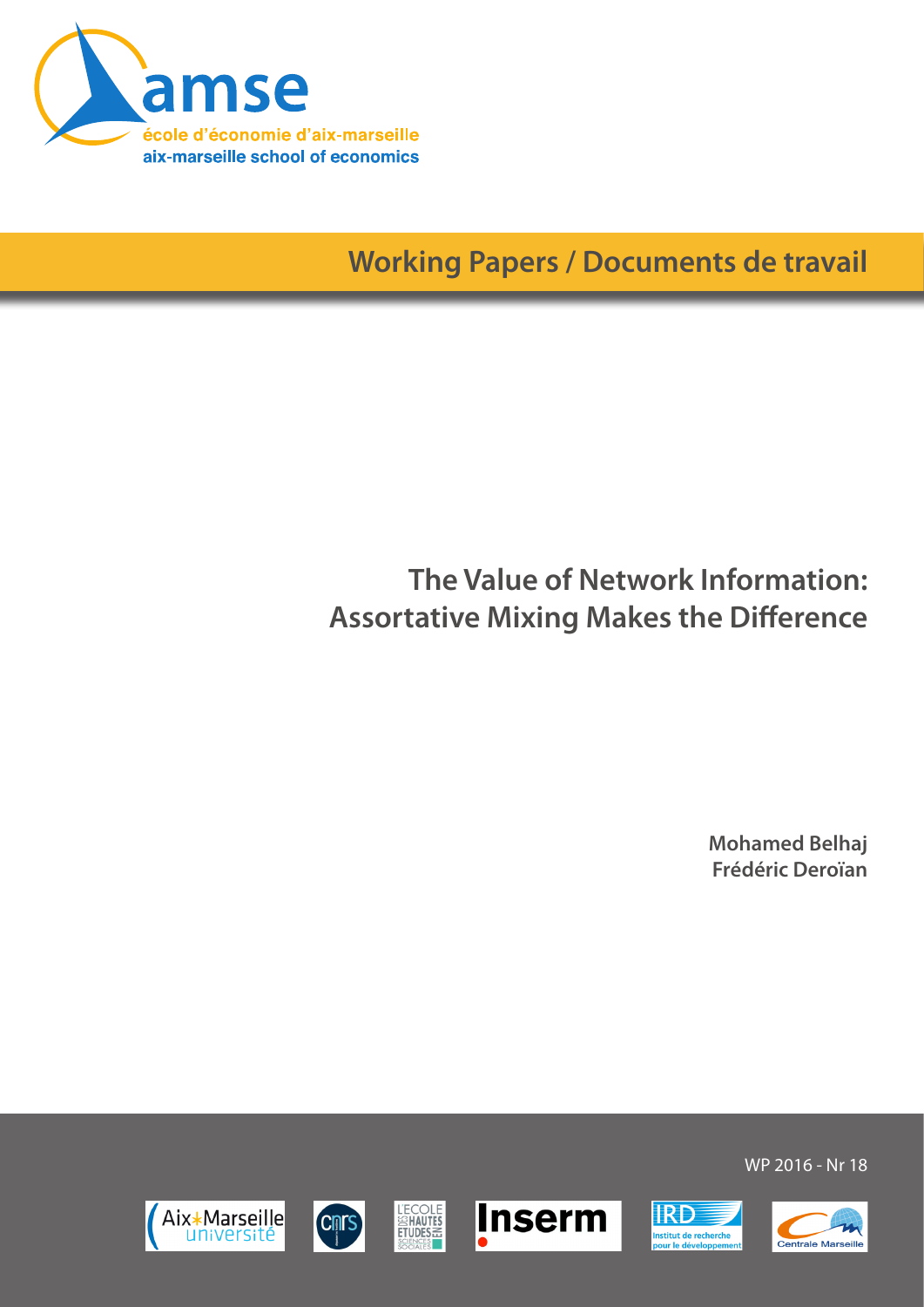amse

école d'économie d'aix-marseille

aix-marseille school of economics

**Working Papers / Documents de travail**

# The Value of Network Information: Assortative Mixing Makes the Difference

**Mohamed Belhaj**
**Frédéric Deroïan**

WP 2016 - Nr 18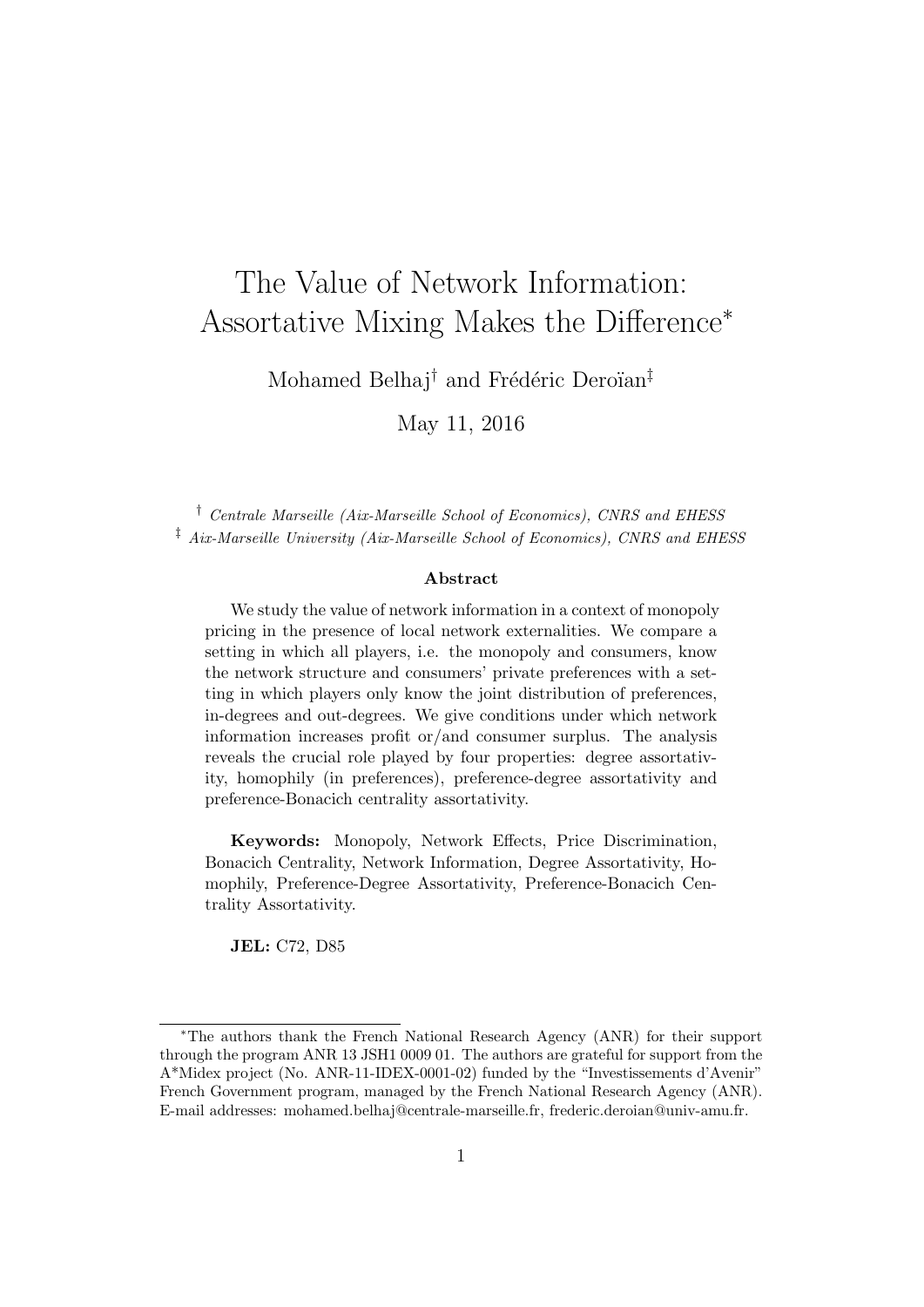# The Value of Network Information: Assortative Mixing Makes the Difference*

Mohamed Belhaj† and Frédéric Deroïan‡

May 11, 2016

† *Centrale Marseille (Aix-Marseille School of Economics), CNRS and EHESS*

‡ *Aix-Marseille University (Aix-Marseille School of Economics), CNRS and EHESS*

### Abstract

We study the value of network information in a context of monopoly pricing in the presence of local network externalities. We compare a setting in which all players, i.e. the monopoly and consumers, know the network structure and consumers' private preferences with a setting in which players only know the joint distribution of preferences, in-degrees and out-degrees. We give conditions under which network information increases profit or/and consumer surplus. The analysis reveals the crucial role played by four properties: degree assortativity, homophily (in preferences), preference-degree assortativity and preference-Bonacich centrality assortativity.

**Keywords:** Monopoly, Network Effects, Price Discrimination, Bonacich Centrality, Network Information, Degree Assortativity, Homophily, Preference-Degree Assortativity, Preference-Bonacich Centrality Assortativity.

**JEL:** C72, D85

*The authors thank the French National Research Agency (ANR) for their support through the program ANR 13 JSH1 0009 01. The authors are grateful for support from the A*Midex project (No. ANR-11-IDEX-0001-02) funded by the "Investissements d'Avenir" French Government program, managed by the French National Research Agency (ANR). E-mail addresses: mohamed.belhaj@centrale-marseille.fr, frederic.deroian@univ-amu.fr.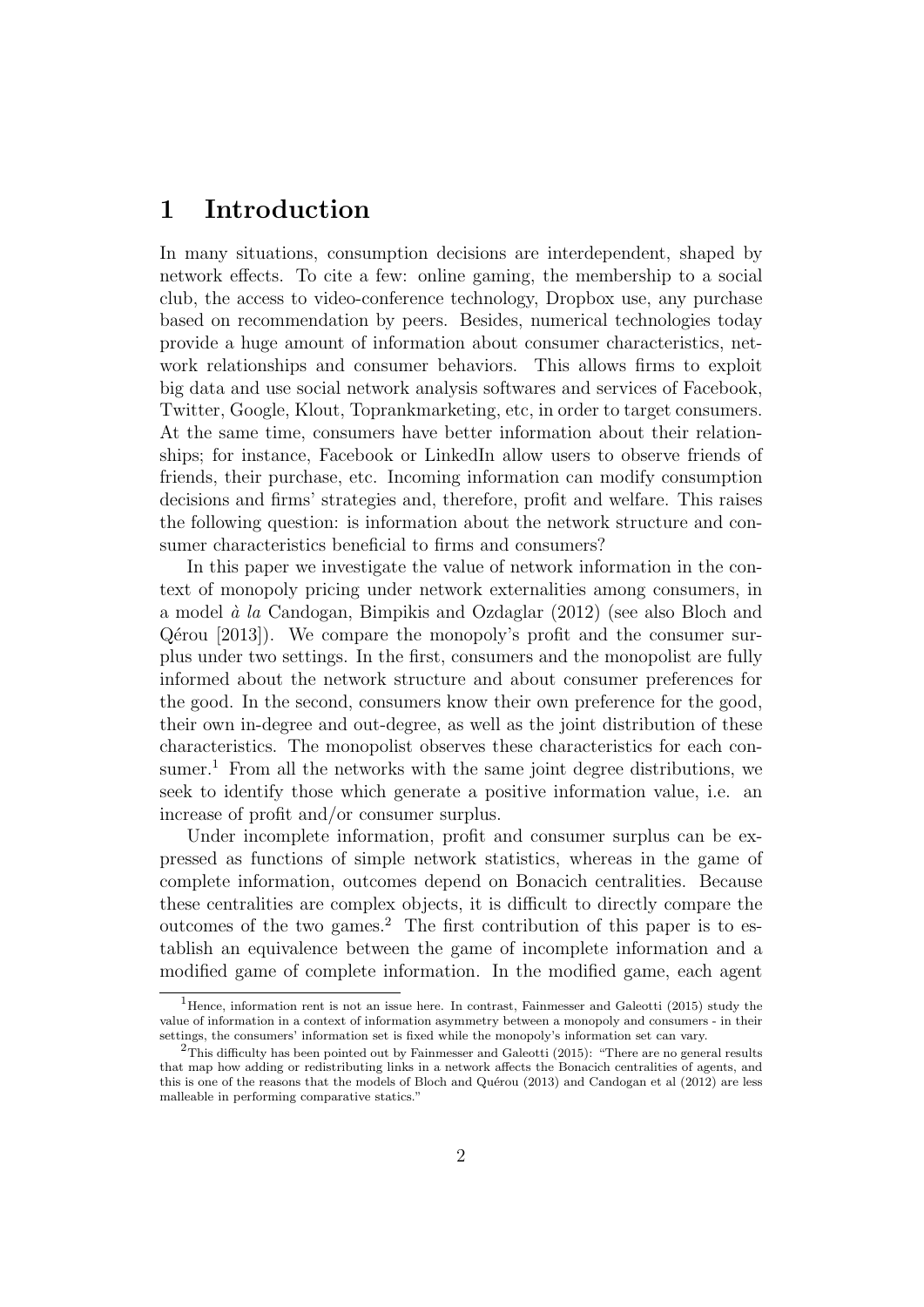# 1 Introduction

In many situations, consumption decisions are interdependent, shaped by network effects. To cite a few: online gaming, the membership to a social club, the access to video-conference technology, Dropbox use, any purchase based on recommendation by peers. Besides, numerical technologies today provide a huge amount of information about consumer characteristics, network relationships and consumer behaviors. This allows firms to exploit big data and use social network analysis softwares and services of Facebook, Twitter, Google, Klout, Toprankmarketing, etc, in order to target consumers. At the same time, consumers have better information about their relationships; for instance, Facebook or LinkedIn allow users to observe friends of friends, their purchase, etc. Incoming information can modify consumption decisions and firms' strategies and, therefore, profit and welfare. This raises the following question: is information about the network structure and consumer characteristics beneficial to firms and consumers?

In this paper we investigate the value of network information in the context of monopoly pricing under network externalities among consumers, in a model *à la* Candogan, Bimpikis and Ozdaglar (2012) (see also Bloch and Qérou [2013]). We compare the monopoly's profit and the consumer surplus under two settings. In the first, consumers and the monopolist are fully informed about the network structure and about consumer preferences for the good. In the second, consumers know their own preference for the good, their own in-degree and out-degree, as well as the joint distribution of these characteristics. The monopolist observes these characteristics for each consumer.[1] From all the networks with the same joint degree distributions, we seek to identify those which generate a positive information value, i.e. an increase of profit and/or consumer surplus.

Under incomplete information, profit and consumer surplus can be expressed as functions of simple network statistics, whereas in the game of complete information, outcomes depend on Bonacich centralities. Because these centralities are complex objects, it is difficult to directly compare the outcomes of the two games.[2] The first contribution of this paper is to establish an equivalence between the game of incomplete information and a modified game of complete information. In the modified game, each agent

[1] Hence, information rent is not an issue here. In contrast, Fainmesser and Galeotti (2015) study the value of information in a context of information asymmetry between a monopoly and consumers - in their settings, the consumers' information set is fixed while the monopoly's information set can vary.

[2] This difficulty has been pointed out by Fainmesser and Galeotti (2015): "There are no general results that map how adding or redistributing links in a network affects the Bonacich centralities of agents, and this is one of the reasons that the models of Bloch and Quérou (2013) and Candogan et al (2012) are less malleable in performing comparative statics."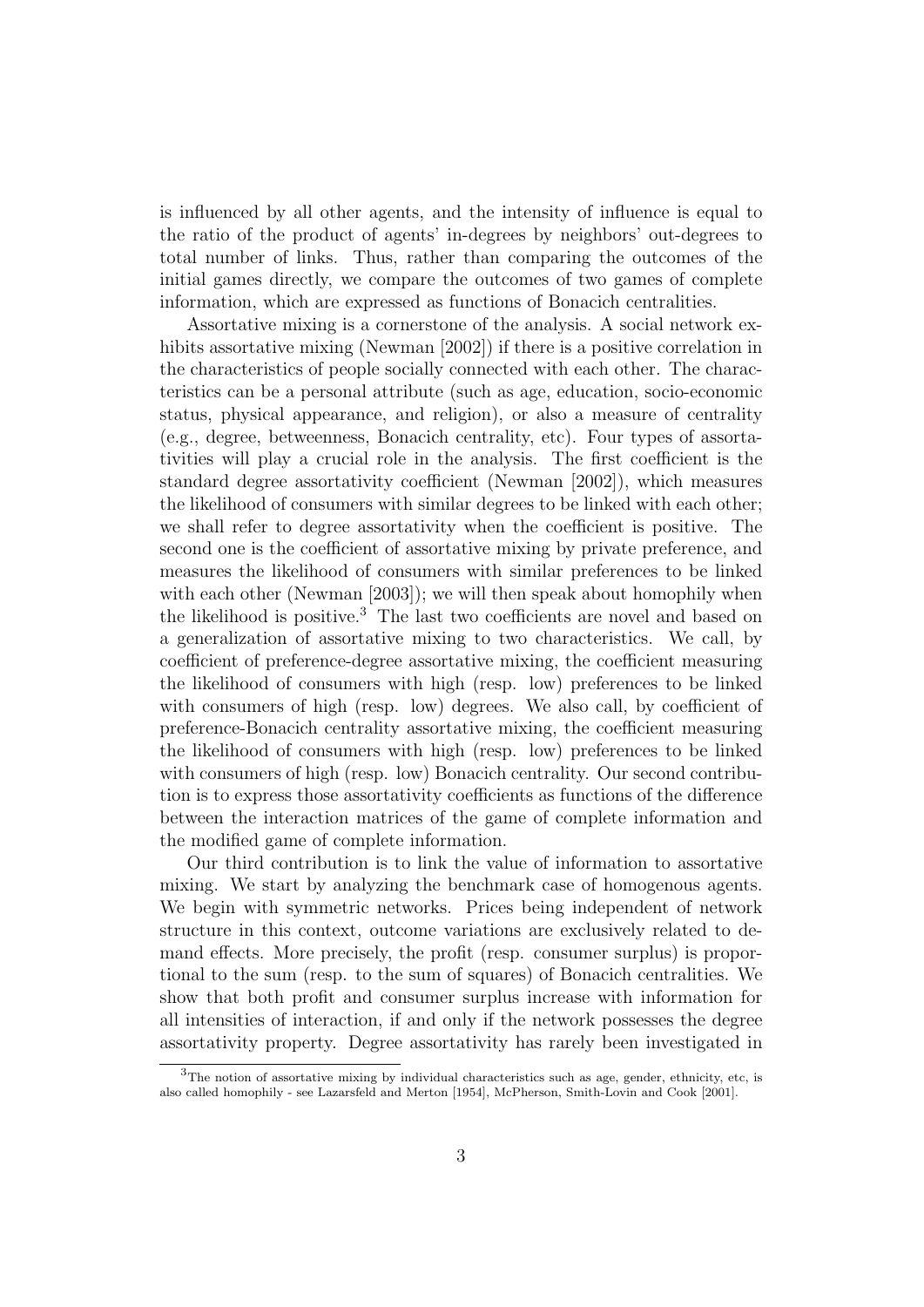is influenced by all other agents, and the intensity of influence is equal to the ratio of the product of agents' in-degrees by neighbors' out-degrees to total number of links. Thus, rather than comparing the outcomes of the initial games directly, we compare the outcomes of two games of complete information, which are expressed as functions of Bonacich centralities.

Assortative mixing is a cornerstone of the analysis. A social network exhibits assortative mixing (Newman [2002]) if there is a positive correlation in the characteristics of people socially connected with each other. The characteristics can be a personal attribute (such as age, education, socio-economic status, physical appearance, and religion), or also a measure of centrality (e.g., degree, betweenness, Bonacich centrality, etc). Four types of assortativities will play a crucial role in the analysis. The first coefficient is the standard degree assortativity coefficient (Newman [2002]), which measures the likelihood of consumers with similar degrees to be linked with each other; we shall refer to degree assortativity when the coefficient is positive. The second one is the coefficient of assortative mixing by private preference, and measures the likelihood of consumers with similar preferences to be linked with each other (Newman [2003]); we will then speak about homophily when the likelihood is positive.[3] The last two coefficients are novel and based on a generalization of assortative mixing to two characteristics. We call, by coefficient of preference-degree assortative mixing, the coefficient measuring the likelihood of consumers with high (resp. low) preferences to be linked with consumers of high (resp. low) degrees. We also call, by coefficient of preference-Bonacich centrality assortative mixing, the coefficient measuring the likelihood of consumers with high (resp. low) preferences to be linked with consumers of high (resp. low) Bonacich centrality. Our second contribution is to express those assortativity coefficients as functions of the difference between the interaction matrices of the game of complete information and the modified game of complete information.

Our third contribution is to link the value of information to assortative mixing. We start by analyzing the benchmark case of homogenous agents. We begin with symmetric networks. Prices being independent of network structure in this context, outcome variations are exclusively related to demand effects. More precisely, the profit (resp. consumer surplus) is proportional to the sum (resp. to the sum of squares) of Bonacich centralities. We show that both profit and consumer surplus increase with information for all intensities of interaction, if and only if the network possesses the degree assortativity property. Degree assortativity has rarely been investigated in

[3] The notion of assortative mixing by individual characteristics such as age, gender, ethnicity, etc, is also called homophily - see Lazarsfeld and Merton [1954], McPherson, Smith-Lovin and Cook [2001].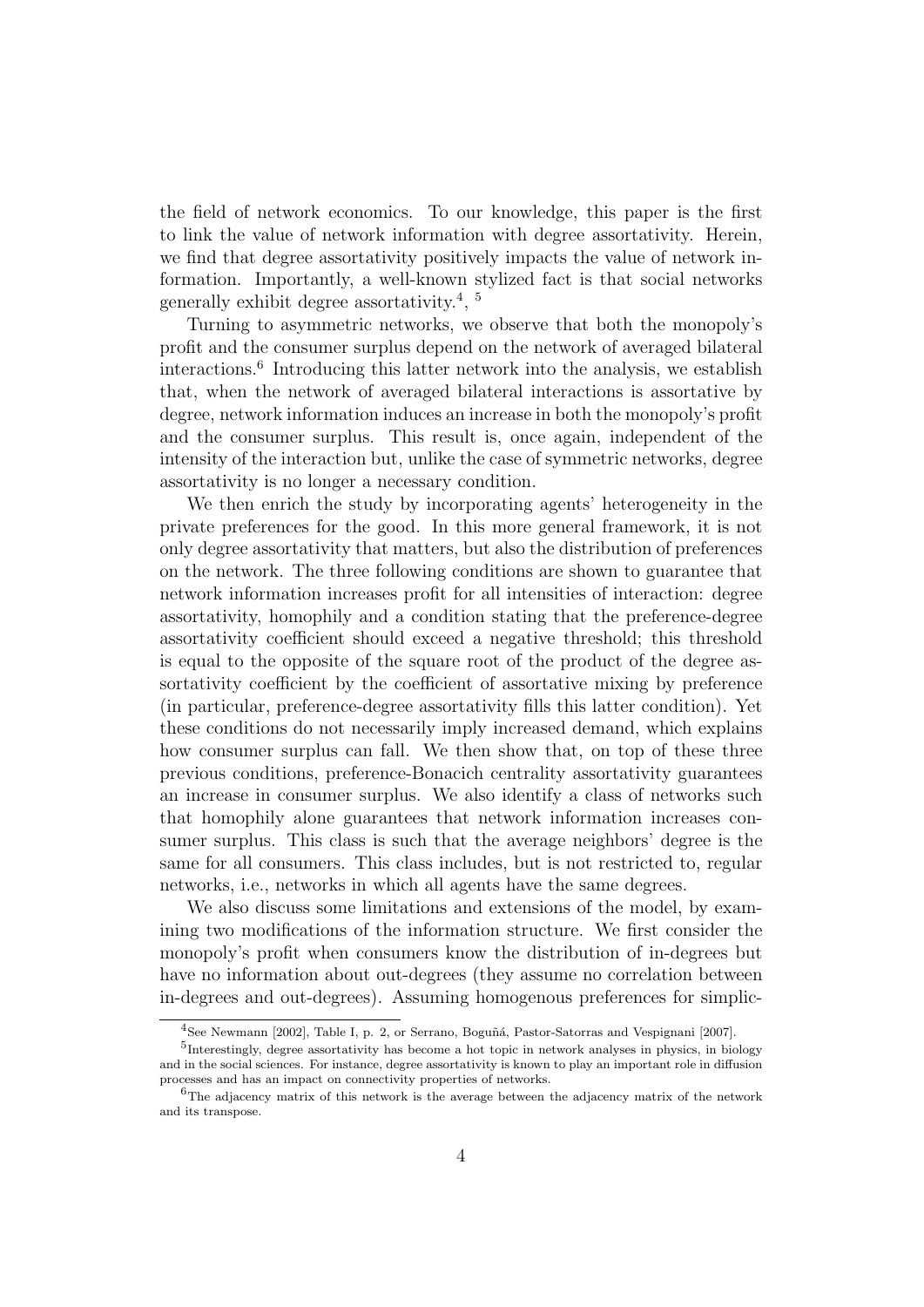the field of network economics. To our knowledge, this paper is the first to link the value of network information with degree assortativity. Herein, we find that degree assortativity positively impacts the value of network information. Importantly, a well-known stylized fact is that social networks generally exhibit degree assortativity.[4], [5]

Turning to asymmetric networks, we observe that both the monopoly's profit and the consumer surplus depend on the network of averaged bilateral interactions.[6] Introducing this latter network into the analysis, we establish that, when the network of averaged bilateral interactions is assortative by degree, network information induces an increase in both the monopoly's profit and the consumer surplus. This result is, once again, independent of the intensity of the interaction but, unlike the case of symmetric networks, degree assortativity is no longer a necessary condition.

We then enrich the study by incorporating agents' heterogeneity in the private preferences for the good. In this more general framework, it is not only degree assortativity that matters, but also the distribution of preferences on the network. The three following conditions are shown to guarantee that network information increases profit for all intensities of interaction: degree assortativity, homophily and a condition stating that the preference-degree assortativity coefficient should exceed a negative threshold; this threshold is equal to the opposite of the square root of the product of the degree assortativity coefficient by the coefficient of assortative mixing by preference (in particular, preference-degree assortativity fills this latter condition). Yet these conditions do not necessarily imply increased demand, which explains how consumer surplus can fall. We then show that, on top of these three previous conditions, preference-Bonacich centrality assortativity guarantees an increase in consumer surplus. We also identify a class of networks such that homophily alone guarantees that network information increases consumer surplus. This class is such that the average neighbors' degree is the same for all consumers. This class includes, but is not restricted to, regular networks, i.e., networks in which all agents have the same degrees.

We also discuss some limitations and extensions of the model, by examining two modifications of the information structure. We first consider the monopoly's profit when consumers know the distribution of in-degrees but have no information about out-degrees (they assume no correlation between in-degrees and out-degrees). Assuming homogenous preferences for simplic-

---

[4] See Newmann [2002], Table I, p. 2, or Serrano, Boguñá, Pastor-Satorras and Vespignani [2007].

[5] Interestingly, degree assortativity has become a hot topic in network analyses in physics, in biology and in the social sciences. For instance, degree assortativity is known to play an important role in diffusion processes and has an impact on connectivity properties of networks.

[6] The adjacency matrix of this network is the average between the adjacency matrix of the network and its transpose.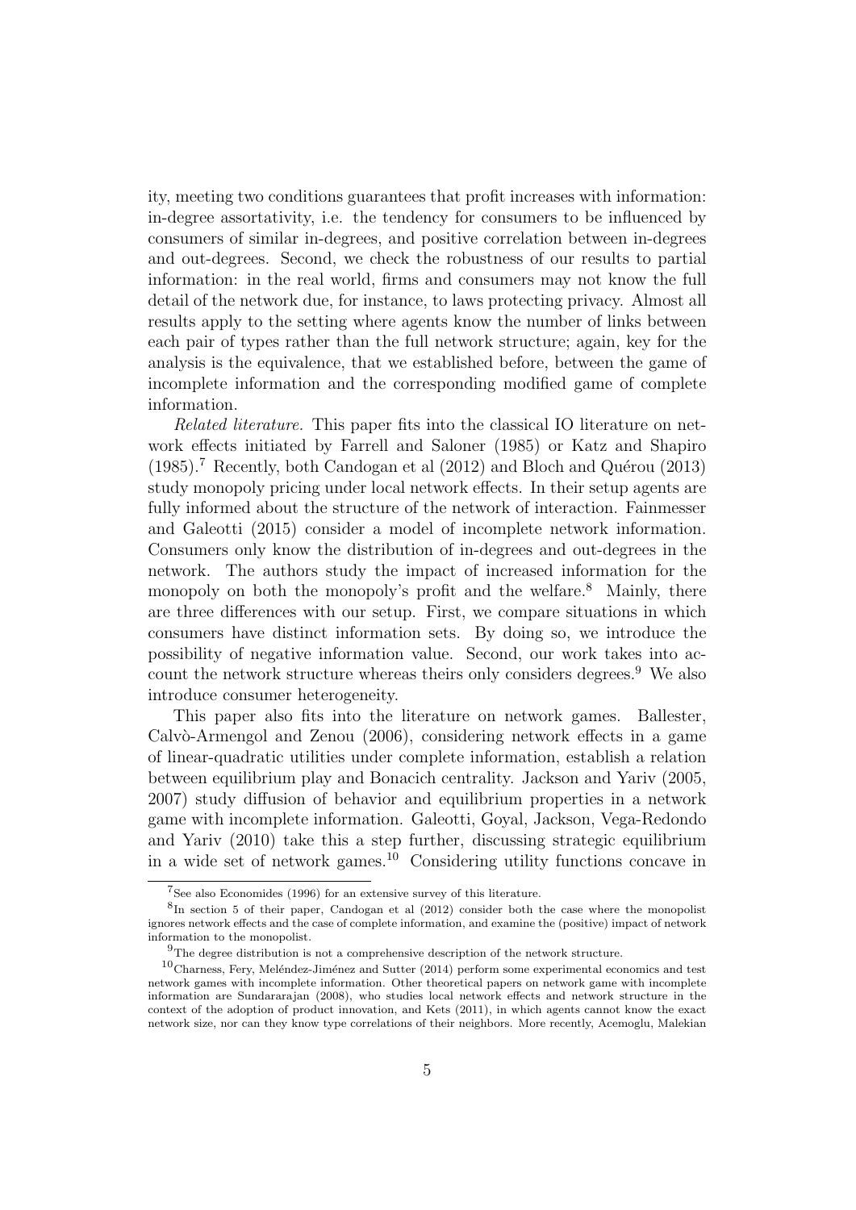ity, meeting two conditions guarantees that profit increases with information: in-degree assortativity, i.e. the tendency for consumers to be influenced by consumers of similar in-degrees, and positive correlation between in-degrees and out-degrees. Second, we check the robustness of our results to partial information: in the real world, firms and consumers may not know the full detail of the network due, for instance, to laws protecting privacy. Almost all results apply to the setting where agents know the number of links between each pair of types rather than the full network structure; again, key for the analysis is the equivalence, that we established before, between the game of incomplete information and the corresponding modified game of complete information.

*Related literature.* This paper fits into the classical IO literature on network effects initiated by Farrell and Saloner (1985) or Katz and Shapiro (1985).[7] Recently, both Candogan et al (2012) and Bloch and Quérou (2013) study monopoly pricing under local network effects. In their setup agents are fully informed about the structure of the network of interaction. Fainmesser and Galeotti (2015) consider a model of incomplete network information. Consumers only know the distribution of in-degrees and out-degrees in the network. The authors study the impact of increased information for the monopoly on both the monopoly's profit and the welfare.[8] Mainly, there are three differences with our setup. First, we compare situations in which consumers have distinct information sets. By doing so, we introduce the possibility of negative information value. Second, our work takes into account the network structure whereas theirs only considers degrees.[9] We also introduce consumer heterogeneity.

This paper also fits into the literature on network games. Ballester, Calvò-Armengol and Zenou (2006), considering network effects in a game of linear-quadratic utilities under complete information, establish a relation between equilibrium play and Bonacich centrality. Jackson and Yariv (2005, 2007) study diffusion of behavior and equilibrium properties in a network game with incomplete information. Galeotti, Goyal, Jackson, Vega-Redondo and Yariv (2010) take this a step further, discussing strategic equilibrium in a wide set of network games.[10] Considering utility functions concave in

[7] See also Economides (1996) for an extensive survey of this literature.

[8] In section 5 of their paper, Candogan et al (2012) consider both the case where the monopolist ignores network effects and the case of complete information, and examine the (positive) impact of network information to the monopolist.

[9] The degree distribution is not a comprehensive description of the network structure.

[10] Charness, Fery, Meléndez-Jiménez and Sutter (2014) perform some experimental economics and test network games with incomplete information. Other theoretical papers on network game with incomplete information are Sundararajan (2008), who studies local network effects and network structure in the context of the adoption of product innovation, and Kets (2011), in which agents cannot know the exact network size, nor can they know type correlations of their neighbors. More recently, Acemoglu, Malekian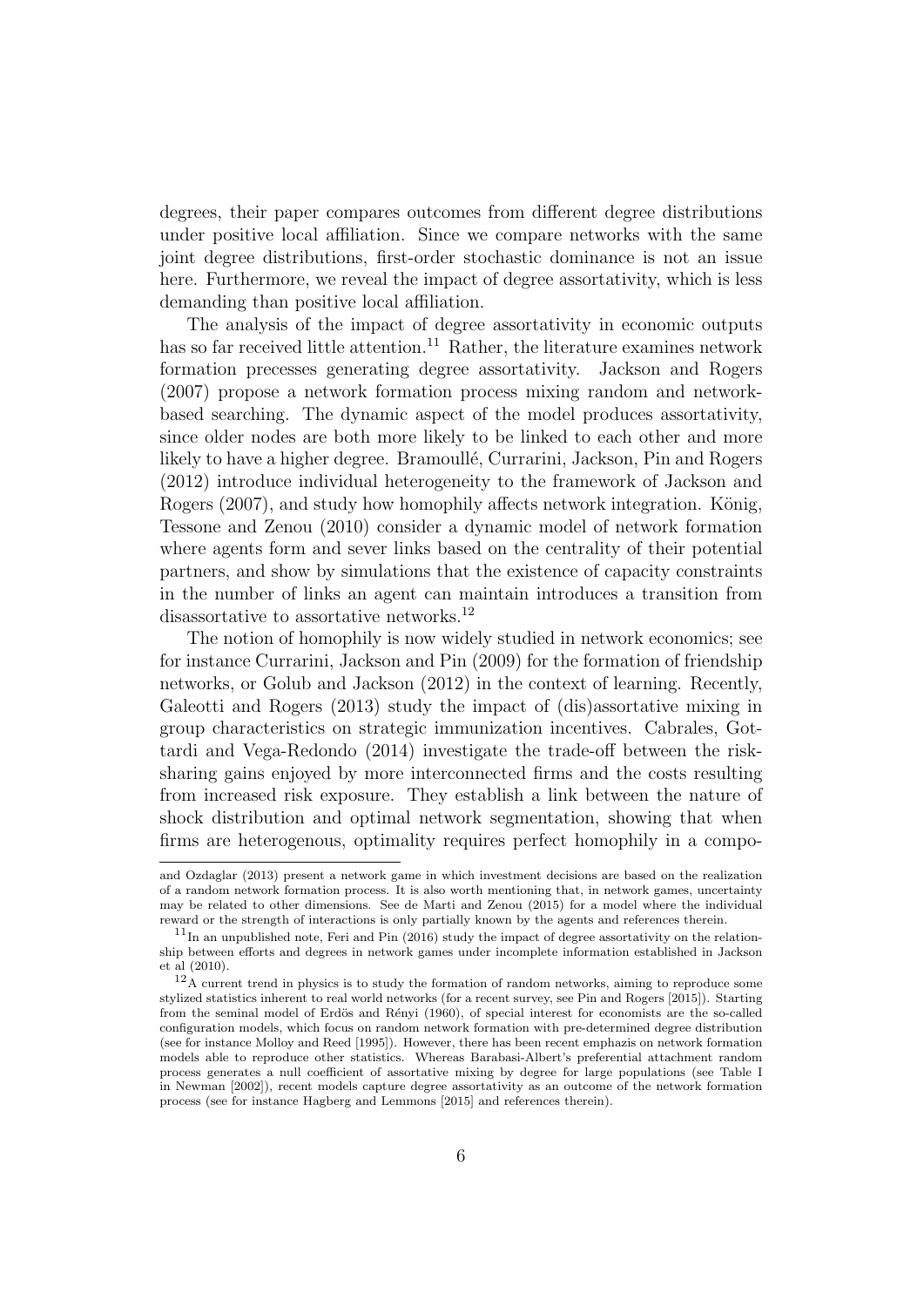degrees, their paper compares outcomes from different degree distributions under positive local affiliation. Since we compare networks with the same joint degree distributions, first-order stochastic dominance is not an issue here. Furthermore, we reveal the impact of degree assortativity, which is less demanding than positive local affiliation.

The analysis of the impact of degree assortativity in economic outputs has so far received little attention.[11] Rather, the literature examines network formation precesses generating degree assortativity. Jackson and Rogers (2007) propose a network formation process mixing random and network-based searching. The dynamic aspect of the model produces assortativity, since older nodes are both more likely to be linked to each other and more likely to have a higher degree. Bramoullé, Currarini, Jackson, Pin and Rogers (2012) introduce individual heterogeneity to the framework of Jackson and Rogers (2007), and study how homophily affects network integration. König, Tessone and Zenou (2010) consider a dynamic model of network formation where agents form and sever links based on the centrality of their potential partners, and show by simulations that the existence of capacity constraints in the number of links an agent can maintain introduces a transition from disassortative to assortative networks.[12]

The notion of homophily is now widely studied in network economics; see for instance Currarini, Jackson and Pin (2009) for the formation of friendship networks, or Golub and Jackson (2012) in the context of learning. Recently, Galeotti and Rogers (2013) study the impact of (dis)assortative mixing in group characteristics on strategic immunization incentives. Cabrales, Gottardi and Vega-Redondo (2014) investigate the trade-off between the risk-sharing gains enjoyed by more interconnected firms and the costs resulting from increased risk exposure. They establish a link between the nature of shock distribution and optimal network segmentation, showing that when firms are heterogenous, optimality requires perfect homophily in a compo-

---

and Ozdaglar (2013) present a network game in which investment decisions are based on the realization of a random network formation process. It is also worth mentioning that, in network games, uncertainty may be related to other dimensions. See de Marti and Zenou (2015) for a model where the individual reward or the strength of interactions is only partially known by the agents and references therein.

[11] In an unpublished note, Feri and Pin (2016) study the impact of degree assortativity on the relationship between efforts and degrees in network games under incomplete information established in Jackson et al (2010).

[12] A current trend in physics is to study the formation of random networks, aiming to reproduce some stylized statistics inherent to real world networks (for a recent survey, see Pin and Rogers [2015]). Starting from the seminal model of Erdös and Rényi (1960), of special interest for economists are the so-called configuration models, which focus on random network formation with pre-determined degree distribution (see for instance Molloy and Reed [1995]). However, there has been recent emphazis on network formation models able to reproduce other statistics. Whereas Barabasi-Albert's preferential attachment random process generates a null coefficient of assortative mixing by degree for large populations (see Table I in Newman [2002]), recent models capture degree assortativity as an outcome of the network formation process (see for instance Hagberg and Lemmons [2015] and references therein).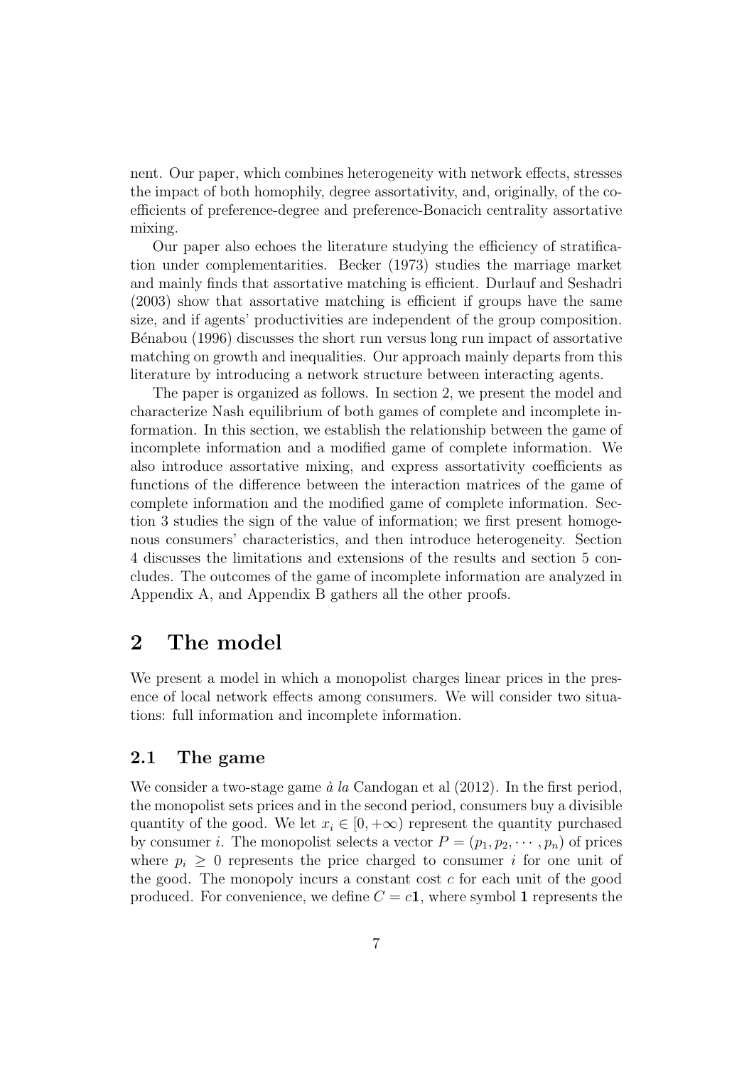nent. Our paper, which combines heterogeneity with network effects, stresses the impact of both homophily, degree assortativity, and, originally, of the coefficients of preference-degree and preference-Bonacich centrality assortative mixing.

Our paper also echoes the literature studying the efficiency of stratification under complementarities. Becker (1973) studies the marriage market and mainly finds that assortative matching is efficient. Durlauf and Seshadri (2003) show that assortative matching is efficient if groups have the same size, and if agents' productivities are independent of the group composition. Bénabou (1996) discusses the short run versus long run impact of assortative matching on growth and inequalities. Our approach mainly departs from this literature by introducing a network structure between interacting agents.

The paper is organized as follows. In section 2, we present the model and characterize Nash equilibrium of both games of complete and incomplete information. In this section, we establish the relationship between the game of incomplete information and a modified game of complete information. We also introduce assortative mixing, and express assortativity coefficients as functions of the difference between the interaction matrices of the game of complete information and the modified game of complete information. Section 3 studies the sign of the value of information; we first present homogenous consumers' characteristics, and then introduce heterogeneity. Section 4 discusses the limitations and extensions of the results and section 5 concludes. The outcomes of the game of incomplete information are analyzed in Appendix A, and Appendix B gathers all the other proofs.

# 2 The model

We present a model in which a monopolist charges linear prices in the presence of local network effects among consumers. We will consider two situations: full information and incomplete information.

## 2.1 The game

We consider a two-stage game *à la* Candogan et al (2012). In the first period, the monopolist sets prices and in the second period, consumers buy a divisible quantity of the good. We let $x_i \in [0, +\infty)$ represent the quantity purchased by consumer $i$. The monopolist selects a vector $P = (p_1, p_2, \cdots, p_n)$ of prices where $p_i \geq 0$ represents the price charged to consumer $i$ for one unit of the good. The monopoly incurs a constant cost $c$ for each unit of the good produced. For convenience, we define $C = c\mathbf{1}$, where symbol $\mathbf{1}$ represents the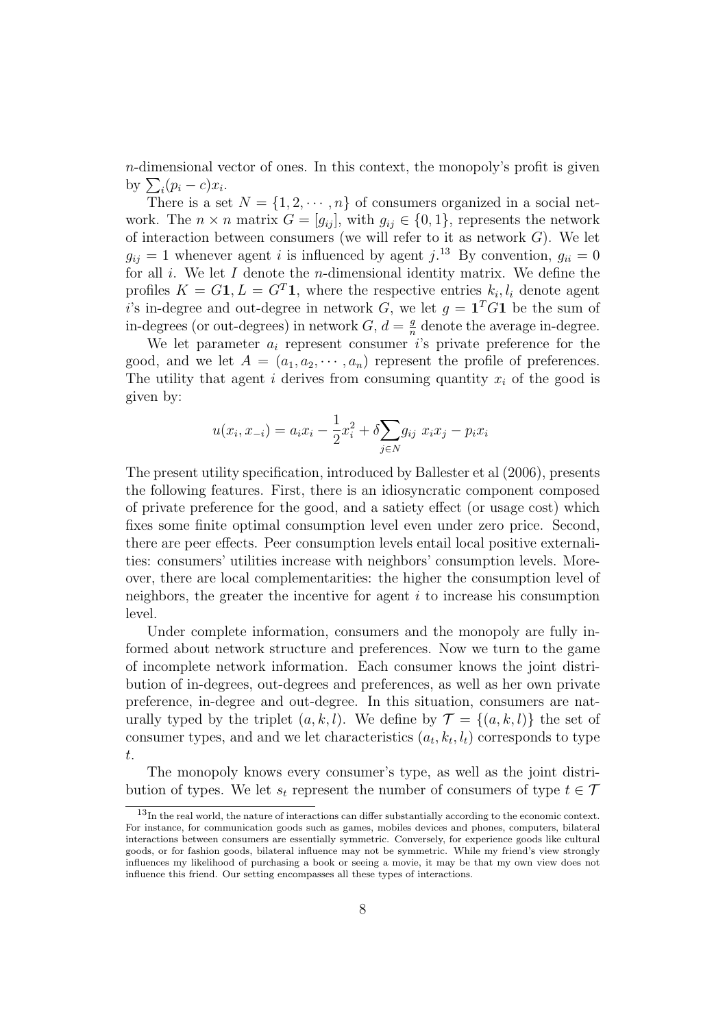$n$-dimensional vector of ones. In this context, the monopoly's profit is given by $\sum_i (p_i - c)x_i$.

There is a set $N = \{1, 2, \cdots, n\}$ of consumers organized in a social network. The $n \times n$ matrix $G = [g_{ij}]$, with $g_{ij} \in \{0, 1\}$, represents the network of interaction between consumers (we will refer to it as network $G$). We let $g_{ij} = 1$ whenever agent $i$ is influenced by agent $j$.[13] By convention, $g_{ii} = 0$ for all $i$. We let $I$ denote the $n$-dimensional identity matrix. We define the profiles $K = G\mathbf{1}, L = G^T\mathbf{1}$, where the respective entries $k_i, l_i$ denote agent $i$'s in-degree and out-degree in network $G$, we let $g = \mathbf{1}^T G \mathbf{1}$ be the sum of in-degrees (or out-degrees) in network $G$, $d = \frac{g}{n}$ denote the average in-degree.

We let parameter $a_i$ represent consumer $i$'s private preference for the good, and we let $A = (a_1, a_2, \cdots, a_n)$ represent the profile of preferences. The utility that agent $i$ derives from consuming quantity $x_i$ of the good is given by:

$$u(x_i, x_{-i}) = a_i x_i - \frac{1}{2}x_i^2 + \delta \sum_{j \in N} g_{ij} \, x_i x_j - p_i x_i$$

The present utility specification, introduced by Ballester et al (2006), presents the following features. First, there is an idiosyncratic component composed of private preference for the good, and a satiety effect (or usage cost) which fixes some finite optimal consumption level even under zero price. Second, there are peer effects. Peer consumption levels entail local positive externalities: consumers' utilities increase with neighbors' consumption levels. Moreover, there are local complementarities: the higher the consumption level of neighbors, the greater the incentive for agent $i$ to increase his consumption level.

Under complete information, consumers and the monopoly are fully informed about network structure and preferences. Now we turn to the game of incomplete network information. Each consumer knows the joint distribution of in-degrees, out-degrees and preferences, as well as her own private preference, in-degree and out-degree. In this situation, consumers are naturally typed by the triplet $(a, k, l)$. We define by $\mathcal{T} = \{(a, k, l)\}$ the set of consumer types, and and we let characteristics $(a_t, k_t, l_t)$ corresponds to type $t$.

The monopoly knows every consumer's type, as well as the joint distribution of types. We let $s_t$ represent the number of consumers of type $t \in \mathcal{T}$

[13] In the real world, the nature of interactions can differ substantially according to the economic context. For instance, for communication goods such as games, mobiles devices and phones, computers, bilateral interactions between consumers are essentially symmetric. Conversely, for experience goods like cultural goods, or for fashion goods, bilateral influence may not be symmetric. While my friend's view strongly influences my likelihood of purchasing a book or seeing a movie, it may be that my own view does not influence this friend. Our setting encompasses all these types of interactions.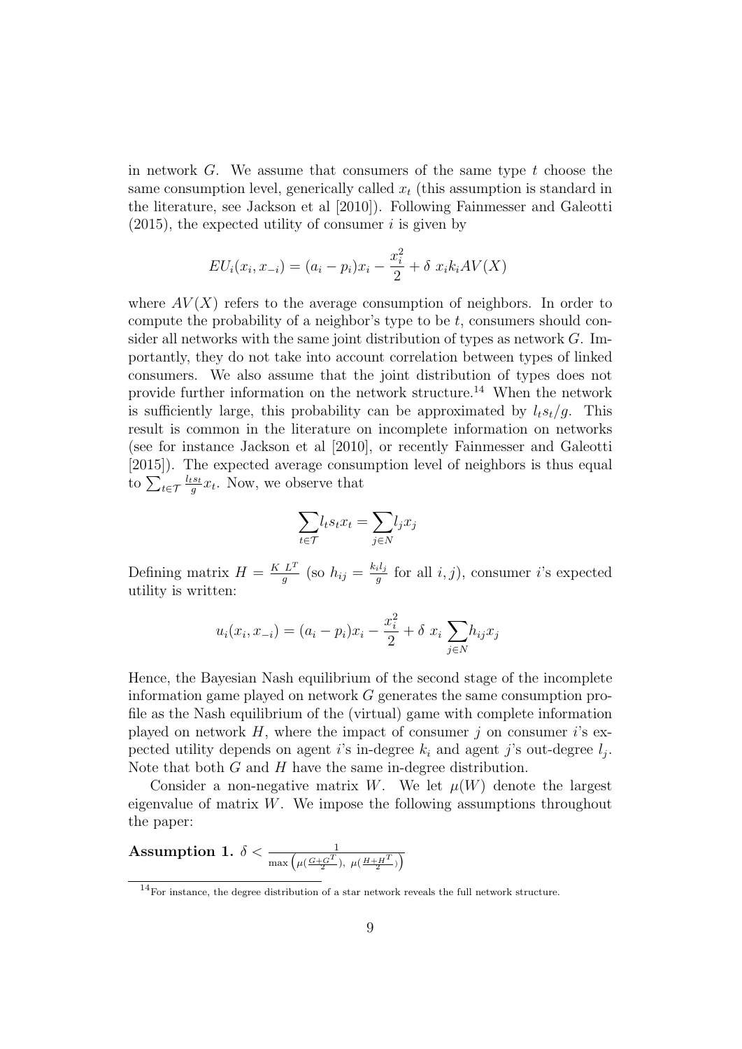in network $G$. We assume that consumers of the same type $t$ choose the same consumption level, generically called $x_t$ (this assumption is standard in the literature, see Jackson et al [2010]). Following Fainmesser and Galeotti (2015), the expected utility of consumer $i$ is given by

$$EU_i(x_i, x_{-i}) = (a_i - p_i)x_i - \frac{x_i^2}{2} + \delta \; x_i k_i AV(X)$$

where $AV(X)$ refers to the average consumption of neighbors. In order to compute the probability of a neighbor's type to be $t$, consumers should consider all networks with the same joint distribution of types as network $G$. Importantly, they do not take into account correlation between types of linked consumers. We also assume that the joint distribution of types does not provide further information on the network structure.[14] When the network is sufficiently large, this probability can be approximated by $l_t s_t / g$. This result is common in the literature on incomplete information on networks (see for instance Jackson et al [2010], or recently Fainmesser and Galeotti [2015]). The expected average consumption level of neighbors is thus equal to $\sum_{t \in \mathcal{T}} \frac{l_t s_t}{g} x_t$. Now, we observe that

$$\sum_{t \in \mathcal{T}} l_t s_t x_t = \sum_{j \in N} l_j x_j$$

Defining matrix $H = \frac{K \; L^T}{g}$ (so $h_{ij} = \frac{k_i l_j}{g}$ for all $i, j$), consumer $i$'s expected utility is written:

$$u_i(x_i, x_{-i}) = (a_i - p_i)x_i - \frac{x_i^2}{2} + \delta \; x_i \sum_{j \in N} h_{ij} x_j$$

Hence, the Bayesian Nash equilibrium of the second stage of the incomplete information game played on network $G$ generates the same consumption profile as the Nash equilibrium of the (virtual) game with complete information played on network $H$, where the impact of consumer $j$ on consumer $i$'s expected utility depends on agent $i$'s in-degree $k_i$ and agent $j$'s out-degree $l_j$. Note that both $G$ and $H$ have the same in-degree distribution.

Consider a non-negative matrix $W$. We let $\mu(W)$ denote the largest eigenvalue of matrix $W$. We impose the following assumptions throughout the paper:

**Assumption 1.** $\delta < \frac{1}{\max\left(\mu(\frac{G+G^T}{2}), \; \mu(\frac{H+H^T}{2})\right)}$

[14] For instance, the degree distribution of a star network reveals the full network structure.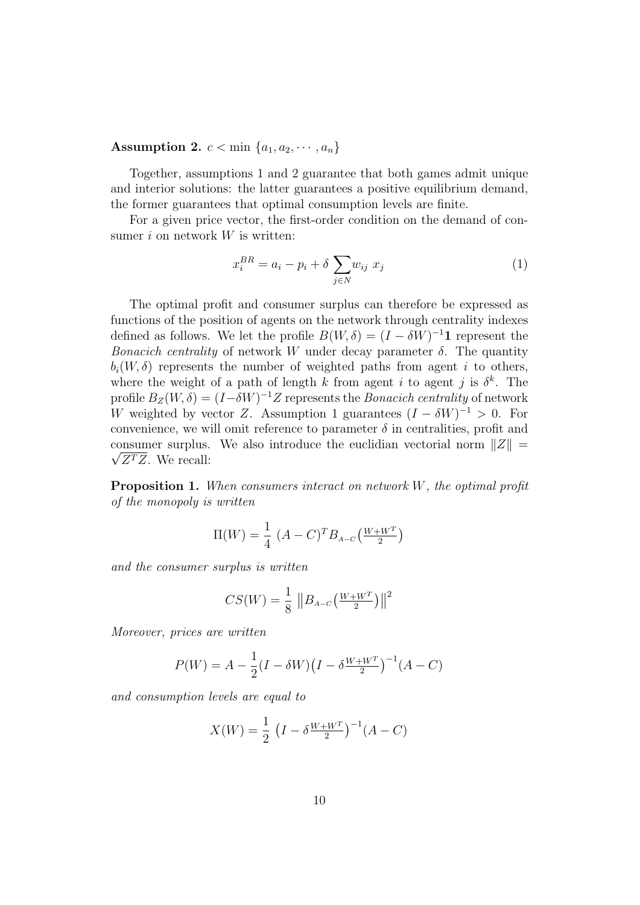**Assumption 2.** $c < \min\{a_1, a_2, \cdots, a_n\}$

Together, assumptions 1 and 2 guarantee that both games admit unique and interior solutions: the latter guarantees a positive equilibrium demand, the former guarantees that optimal consumption levels are finite.

For a given price vector, the first-order condition on the demand of consumer $i$ on network $W$ is written:

$$x_i^{BR} = a_i - p_i + \delta \sum_{j \in N} w_{ij}\ x_j \tag{1}$$

The optimal profit and consumer surplus can therefore be expressed as functions of the position of agents on the network through centrality indexes defined as follows. We let the profile $B(W, \delta) = (I - \delta W)^{-1}\mathbf{1}$ represent the *Bonacich centrality* of network $W$ under decay parameter $\delta$. The quantity $b_i(W, \delta)$ represents the number of weighted paths from agent $i$ to others, where the weight of a path of length $k$ from agent $i$ to agent $j$ is $\delta^k$. The profile $B_Z(W, \delta) = (I - \delta W)^{-1}Z$ represents the *Bonacich centrality* of network $W$ weighted by vector $Z$. Assumption 1 guarantees $(I - \delta W)^{-1} > 0$. For convenience, we will omit reference to parameter $\delta$ in centralities, profit and consumer surplus. We also introduce the euclidian vectorial norm $\|Z\| = \sqrt{Z^T Z}$. We recall:

**Proposition 1.** *When consumers interact on network $W$, the optimal profit of the monopoly is written*

$$\Pi(W) = \frac{1}{4}\ (A - C)^T B_{A-C}\big(\tfrac{W+W^T}{2}\big)$$

*and the consumer surplus is written*

$$CS(W) = \frac{1}{8}\ \big\|B_{A-C}\big(\tfrac{W+W^T}{2}\big)\big\|^2$$

*Moreover, prices are written*

$$P(W) = A - \frac{1}{2}(I - \delta W)\big(I - \delta\tfrac{W+W^T}{2}\big)^{-1}(A - C)$$

*and consumption levels are equal to*

$$X(W) = \frac{1}{2}\ \big(I - \delta\tfrac{W+W^T}{2}\big)^{-1}(A - C)$$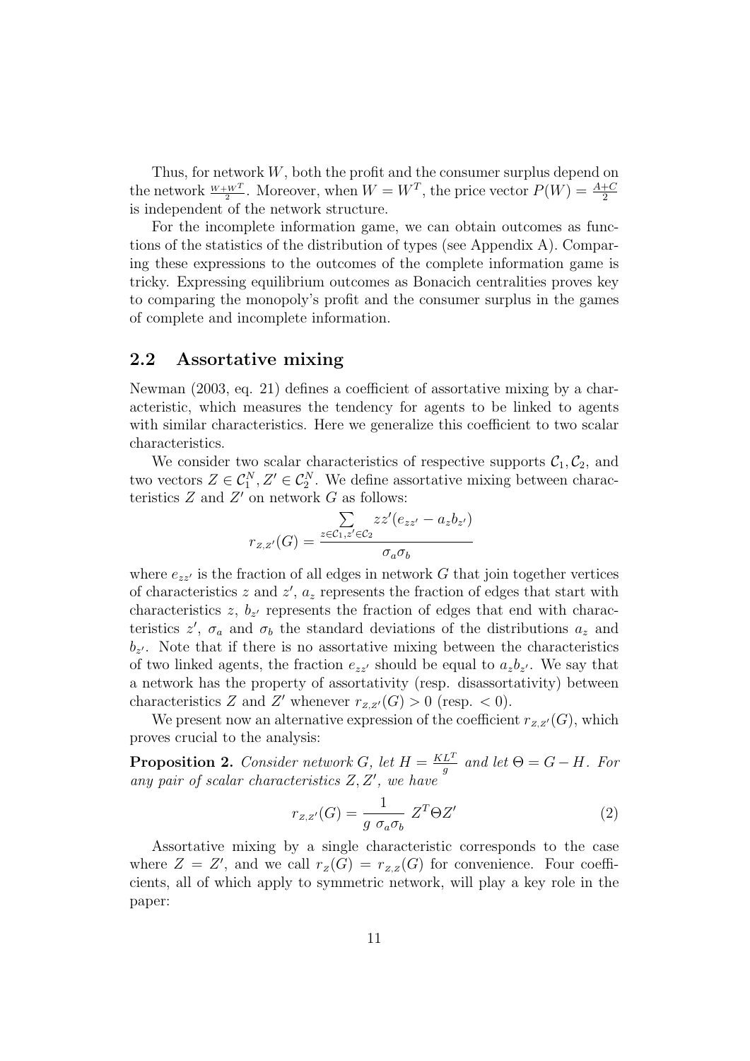Thus, for network $W$, both the profit and the consumer surplus depend on the network $\frac{W+W^T}{2}$. Moreover, when $W = W^T$, the price vector $P(W) = \frac{A+C}{2}$ is independent of the network structure.

For the incomplete information game, we can obtain outcomes as functions of the statistics of the distribution of types (see Appendix A). Comparing these expressions to the outcomes of the complete information game is tricky. Expressing equilibrium outcomes as Bonacich centralities proves key to comparing the monopoly's profit and the consumer surplus in the games of complete and incomplete information.

## 2.2 Assortative mixing

Newman (2003, eq. 21) defines a coefficient of assortative mixing by a characteristic, which measures the tendency for agents to be linked to agents with similar characteristics. Here we generalize this coefficient to two scalar characteristics.

We consider two scalar characteristics of respective supports $\mathcal{C}_1, \mathcal{C}_2$, and two vectors $Z \in \mathcal{C}_1^N, Z' \in \mathcal{C}_2^N$. We define assortative mixing between characteristics $Z$ and $Z'$ on network $G$ as follows:

$$r_{Z,Z'}(G) = \frac{\sum_{z \in \mathcal{C}_1, z' \in \mathcal{C}_2} zz'(e_{zz'} - a_z b_{z'})}{\sigma_a \sigma_b}$$

where $e_{zz'}$ is the fraction of all edges in network $G$ that join together vertices of characteristics $z$ and $z'$, $a_z$ represents the fraction of edges that start with characteristics $z$, $b_{z'}$ represents the fraction of edges that end with characteristics $z'$, $\sigma_a$ and $\sigma_b$ the standard deviations of the distributions $a_z$ and $b_{z'}$. Note that if there is no assortative mixing between the characteristics of two linked agents, the fraction $e_{zz'}$ should be equal to $a_z b_{z'}$. We say that a network has the property of assortativity (resp. disassortativity) between characteristics $Z$ and $Z'$ whenever $r_{Z,Z'}(G) > 0$ (resp. $< 0$).

We present now an alternative expression of the coefficient $r_{Z,Z'}(G)$, which proves crucial to the analysis:

**Proposition 2.** *Consider network $G$, let $H = \frac{KL^T}{g}$ and let $\Theta = G - H$. For any pair of scalar characteristics $Z, Z'$, we have*

$$r_{Z,Z'}(G) = \frac{1}{g\ \sigma_a \sigma_b}\ Z^T \Theta Z' \tag{2}$$

Assortative mixing by a single characteristic corresponds to the case where $Z = Z'$, and we call $r_Z(G) = r_{Z,Z}(G)$ for convenience. Four coefficients, all of which apply to symmetric network, will play a key role in the paper: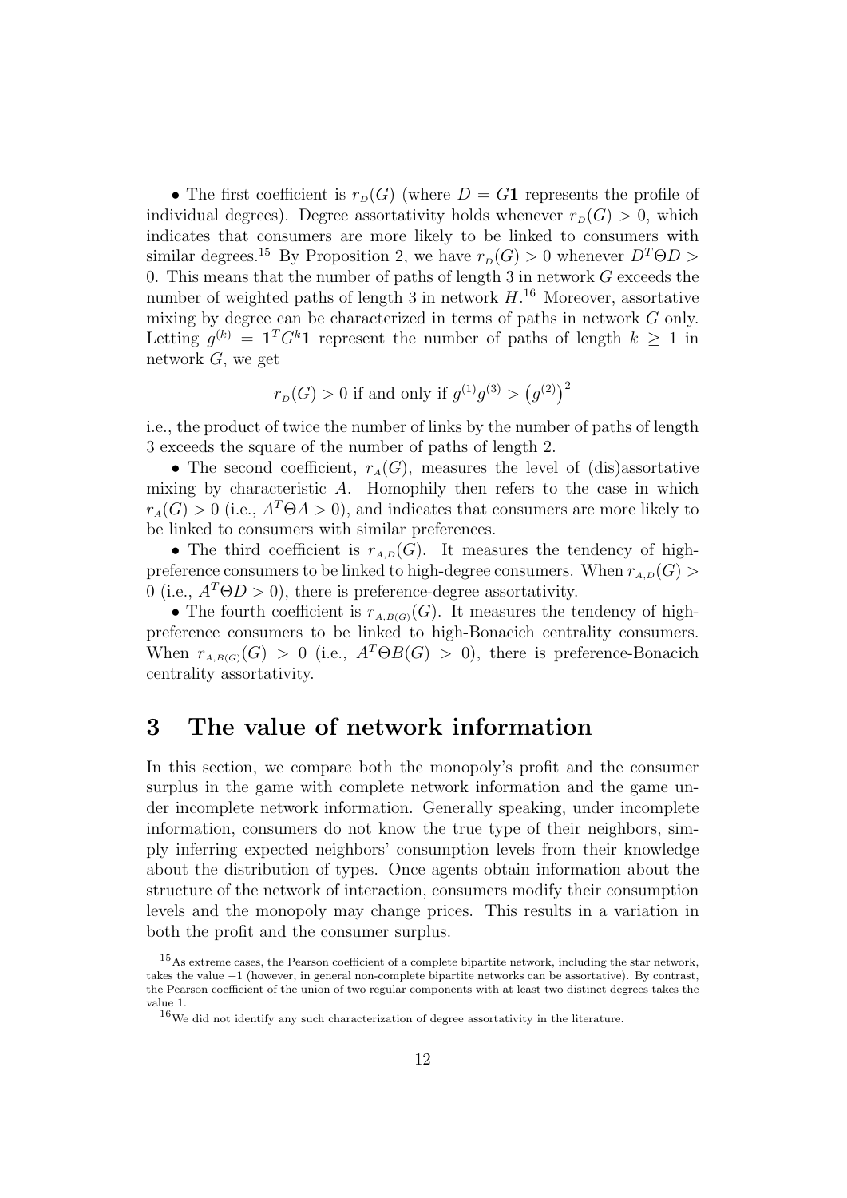- The first coefficient is $r_D(G)$ (where $D = G\mathbf{1}$ represents the profile of individual degrees). Degree assortativity holds whenever $r_D(G) > 0$, which indicates that consumers are more likely to be linked to consumers with similar degrees.[15] By Proposition 2, we have $r_D(G) > 0$ whenever $D^T \Theta D > 0$. This means that the number of paths of length 3 in network $G$ exceeds the number of weighted paths of length 3 in network $H$.[16] Moreover, assortative mixing by degree can be characterized in terms of paths in network $G$ only. Letting $g^{(k)} = \mathbf{1}^T G^k \mathbf{1}$ represent the number of paths of length $k \geq 1$ in network $G$, we get

$$r_D(G) > 0 \text{ if and only if } g^{(1)} g^{(3)} > \left(g^{(2)}\right)^2$$

i.e., the product of twice the number of links by the number of paths of length 3 exceeds the square of the number of paths of length 2.

- The second coefficient, $r_A(G)$, measures the level of (dis)assortative mixing by characteristic $A$. Homophily then refers to the case in which $r_A(G) > 0$ (i.e., $A^T \Theta A > 0$), and indicates that consumers are more likely to be linked to consumers with similar preferences.

- The third coefficient is $r_{A,D}(G)$. It measures the tendency of high-preference consumers to be linked to high-degree consumers. When $r_{A,D}(G) > 0$ (i.e., $A^T \Theta D > 0$), there is preference-degree assortativity.

- The fourth coefficient is $r_{A,B(G)}(G)$. It measures the tendency of high-preference consumers to be linked to high-Bonacich centrality consumers. When $r_{A,B(G)}(G) > 0$ (i.e., $A^T \Theta B(G) > 0$), there is preference-Bonacich centrality assortativity.

# 3 The value of network information

In this section, we compare both the monopoly's profit and the consumer surplus in the game with complete network information and the game under incomplete network information. Generally speaking, under incomplete information, consumers do not know the true type of their neighbors, simply inferring expected neighbors' consumption levels from their knowledge about the distribution of types. Once agents obtain information about the structure of the network of interaction, consumers modify their consumption levels and the monopoly may change prices. This results in a variation in both the profit and the consumer surplus.

[15] As extreme cases, the Pearson coefficient of a complete bipartite network, including the star network, takes the value $-1$ (however, in general non-complete bipartite networks can be assortative). By contrast, the Pearson coefficient of the union of two regular components with at least two distinct degrees takes the value 1.

[16] We did not identify any such characterization of degree assortativity in the literature.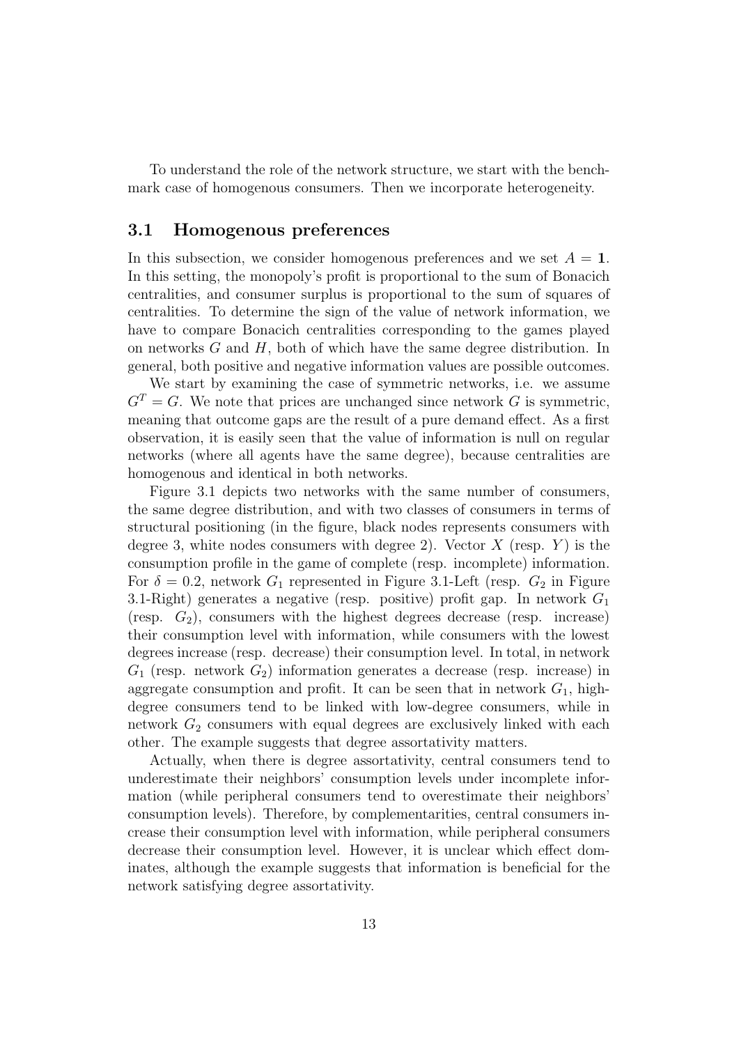To understand the role of the network structure, we start with the benchmark case of homogenous consumers. Then we incorporate heterogeneity.

### 3.1 Homogenous preferences

In this subsection, we consider homogenous preferences and we set $A = \mathbf{1}$. In this setting, the monopoly's profit is proportional to the sum of Bonacich centralities, and consumer surplus is proportional to the sum of squares of centralities. To determine the sign of the value of network information, we have to compare Bonacich centralities corresponding to the games played on networks $G$ and $H$, both of which have the same degree distribution. In general, both positive and negative information values are possible outcomes.

We start by examining the case of symmetric networks, i.e. we assume $G^T = G$. We note that prices are unchanged since network $G$ is symmetric, meaning that outcome gaps are the result of a pure demand effect. As a first observation, it is easily seen that the value of information is null on regular networks (where all agents have the same degree), because centralities are homogenous and identical in both networks.

Figure 3.1 depicts two networks with the same number of consumers, the same degree distribution, and with two classes of consumers in terms of structural positioning (in the figure, black nodes represents consumers with degree 3, white nodes consumers with degree 2). Vector $X$ (resp. $Y$) is the consumption profile in the game of complete (resp. incomplete) information. For $\delta = 0.2$, network $G_1$ represented in Figure 3.1-Left (resp. $G_2$ in Figure 3.1-Right) generates a negative (resp. positive) profit gap. In network $G_1$ (resp. $G_2$), consumers with the highest degrees decrease (resp. increase) their consumption level with information, while consumers with the lowest degrees increase (resp. decrease) their consumption level. In total, in network $G_1$ (resp. network $G_2$) information generates a decrease (resp. increase) in aggregate consumption and profit. It can be seen that in network $G_1$, high-degree consumers tend to be linked with low-degree consumers, while in network $G_2$ consumers with equal degrees are exclusively linked with each other. The example suggests that degree assortativity matters.

Actually, when there is degree assortativity, central consumers tend to underestimate their neighbors' consumption levels under incomplete information (while peripheral consumers tend to overestimate their neighbors' consumption levels). Therefore, by complementarities, central consumers increase their consumption level with information, while peripheral consumers decrease their consumption level. However, it is unclear which effect dominates, although the example suggests that information is beneficial for the network satisfying degree assortativity.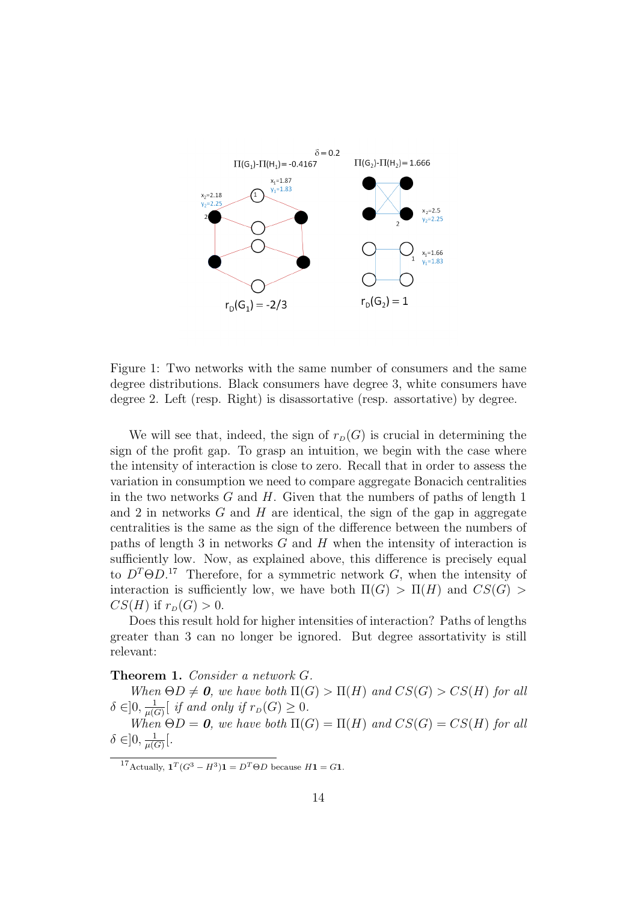Figure 1: Two networks with the same number of consumers and the same degree distributions. Black consumers have degree 3, white consumers have degree 2. Left (resp. Right) is disassortative (resp. assortative) by degree.

We will see that, indeed, the sign of $r_D(G)$ is crucial in determining the sign of the profit gap. To grasp an intuition, we begin with the case where the intensity of interaction is close to zero. Recall that in order to assess the variation in consumption we need to compare aggregate Bonacich centralities in the two networks $G$ and $H$. Given that the numbers of paths of length 1 and 2 in networks $G$ and $H$ are identical, the sign of the gap in aggregate centralities is the same as the sign of the difference between the numbers of paths of length 3 in networks $G$ and $H$ when the intensity of interaction is sufficiently low. Now, as explained above, this difference is precisely equal to $D^T \Theta D$.[17] Therefore, for a symmetric network $G$, when the intensity of interaction is sufficiently low, we have both $\Pi(G) > \Pi(H)$ and $CS(G) > CS(H)$ if $r_D(G) > 0$.

Does this result hold for higher intensities of interaction? Paths of lengths greater than 3 can no longer be ignored. But degree assortativity is still relevant:

**Theorem 1.** *Consider a network $G$.*

*When $\Theta D \neq \mathbf{0}$, we have both $\Pi(G) > \Pi(H)$ and $CS(G) > CS(H)$ for all $\delta \in ]0, \frac{1}{\mu(G)}[$ if and only if $r_D(G) \geq 0$.*

*When $\Theta D = \mathbf{0}$, we have both $\Pi(G) = \Pi(H)$ and $CS(G) = CS(H)$ for all $\delta \in ]0, \frac{1}{\mu(G)}[$.*

[17] Actually, $\mathbf{1}^T(G^3 - H^3)\mathbf{1} = D^T \Theta D$ because $H\mathbf{1} = G\mathbf{1}$.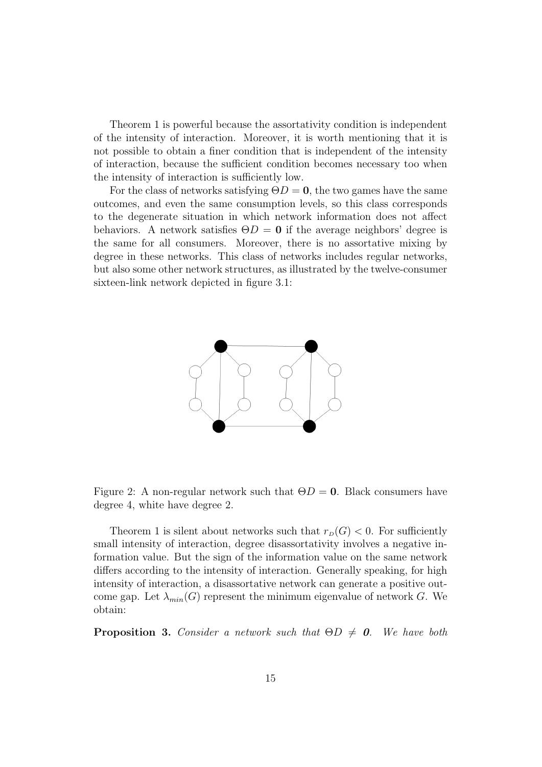Theorem 1 is powerful because the assortativity condition is independent of the intensity of interaction. Moreover, it is worth mentioning that it is not possible to obtain a finer condition that is independent of the intensity of interaction, because the sufficient condition becomes necessary too when the intensity of interaction is sufficiently low.

For the class of networks satisfying $\Theta D = \mathbf{0}$, the two games have the same outcomes, and even the same consumption levels, so this class corresponds to the degenerate situation in which network information does not affect behaviors. A network satisfies $\Theta D = \mathbf{0}$ if the average neighbors' degree is the same for all consumers. Moreover, there is no assortative mixing by degree in these networks. This class of networks includes regular networks, but also some other network structures, as illustrated by the twelve-consumer sixteen-link network depicted in figure 3.1:

Figure 2: A non-regular network such that $\Theta D = \mathbf{0}$. Black consumers have degree 4, white have degree 2.

Theorem 1 is silent about networks such that $r_D(G) < 0$. For sufficiently small intensity of interaction, degree disassortativity involves a negative information value. But the sign of the information value on the same network differs according to the intensity of interaction. Generally speaking, for high intensity of interaction, a disassortative network can generate a positive outcome gap. Let $\lambda_{min}(G)$ represent the minimum eigenvalue of network $G$. We obtain:

**Proposition 3.** *Consider a network such that $\Theta D \neq \mathbf{0}$. We have both*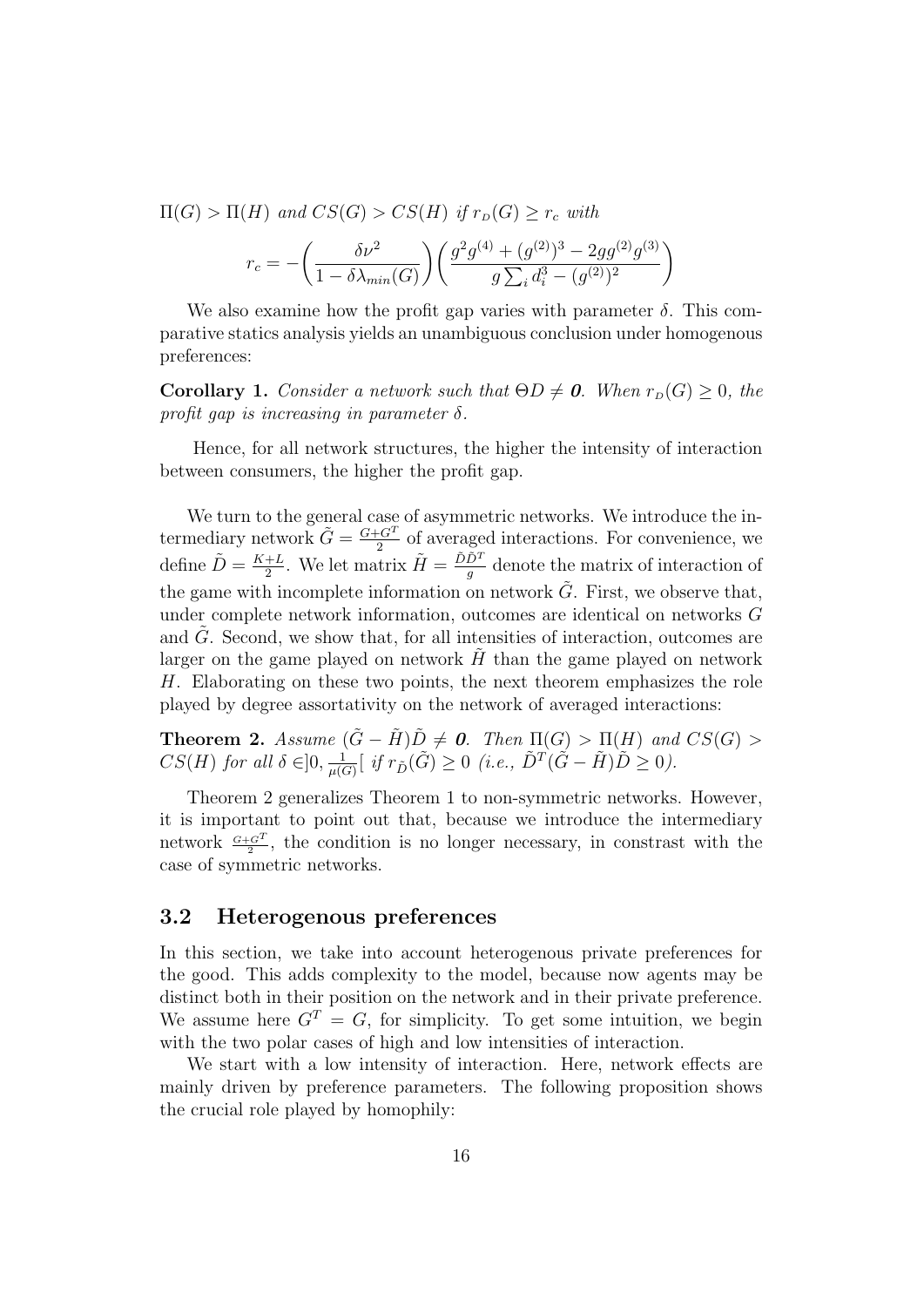*$\Pi(G) > \Pi(H)$ and $CS(G) > CS(H)$ if $r_{_D}(G) \geq r_c$ with*

$$r_c = -\left(\frac{\delta\nu^2}{1-\delta\lambda_{min}(G)}\right)\left(\frac{g^2 g^{(4)} + (g^{(2)})^3 - 2gg^{(2)}g^{(3)}}{g\sum_i d_i^3 - (g^{(2)})^2}\right)$$

We also examine how the profit gap varies with parameter $\delta$. This comparative statics analysis yields an unambiguous conclusion under homogenous preferences:

**Corollary 1.** *Consider a network such that $\Theta D \neq \mathbf{0}$. When $r_{_D}(G) \geq 0$, the profit gap is increasing in parameter $\delta$.*

Hence, for all network structures, the higher the intensity of interaction between consumers, the higher the profit gap.

We turn to the general case of asymmetric networks. We introduce the intermediary network $\tilde{G} = \frac{G+G^T}{2}$ of averaged interactions. For convenience, we define $\tilde{D} = \frac{K+L}{2}$. We let matrix $\tilde{H} = \frac{\tilde{D}\tilde{D}^T}{g}$ denote the matrix of interaction of the game with incomplete information on network $\tilde{G}$. First, we observe that, under complete network information, outcomes are identical on networks $G$ and $\tilde{G}$. Second, we show that, for all intensities of interaction, outcomes are larger on the game played on network $\tilde{H}$ than the game played on network $H$. Elaborating on these two points, the next theorem emphasizes the role played by degree assortativity on the network of averaged interactions:

**Theorem 2.** *Assume $(\tilde{G} - \tilde{H})\tilde{D} \neq \mathbf{0}$. Then $\Pi(G) > \Pi(H)$ and $CS(G) > CS(H)$ for all $\delta \in ]0, \frac{1}{\mu(G)}[$ if $r_{\tilde{D}}(\tilde{G}) \geq 0$ (i.e., $\tilde{D}^T(\tilde{G} - \tilde{H})\tilde{D} \geq 0$).*

Theorem 2 generalizes Theorem 1 to non-symmetric networks. However, it is important to point out that, because we introduce the intermediary network $\frac{G+G^T}{2}$, the condition is no longer necessary, in constrast with the case of symmetric networks.

### 3.2 Heterogenous preferences

In this section, we take into account heterogenous private preferences for the good. This adds complexity to the model, because now agents may be distinct both in their position on the network and in their private preference. We assume here $G^T = G$, for simplicity. To get some intuition, we begin with the two polar cases of high and low intensities of interaction.

We start with a low intensity of interaction. Here, network effects are mainly driven by preference parameters. The following proposition shows the crucial role played by homophily: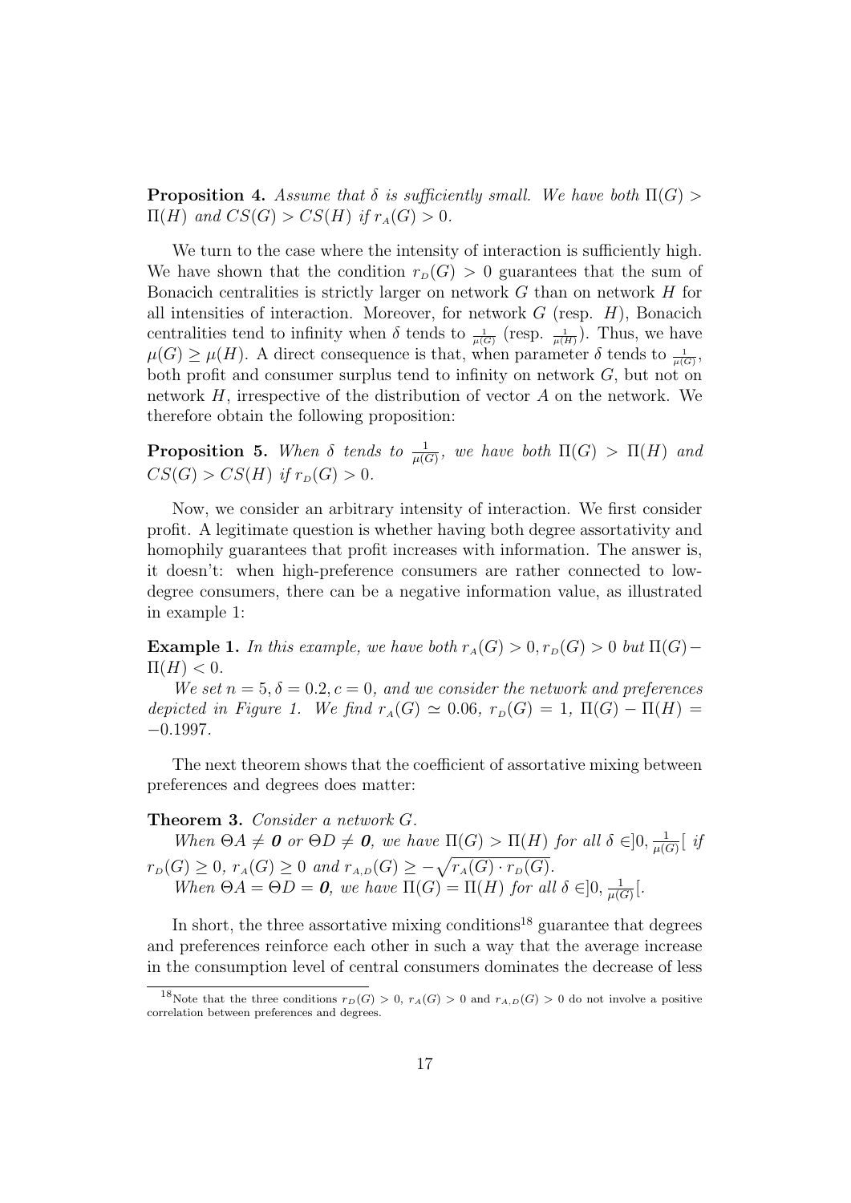**Proposition 4.** *Assume that $\delta$ is sufficiently small. We have both $\Pi(G) > \Pi(H)$ and $CS(G) > CS(H)$ if $r_A(G) > 0$.*

We turn to the case where the intensity of interaction is sufficiently high. We have shown that the condition $r_D(G) > 0$ guarantees that the sum of Bonacich centralities is strictly larger on network $G$ than on network $H$ for all intensities of interaction. Moreover, for network $G$ (resp. $H$), Bonacich centralities tend to infinity when $\delta$ tends to $\frac{1}{\mu(G)}$ (resp. $\frac{1}{\mu(H)}$). Thus, we have $\mu(G) \geq \mu(H)$. A direct consequence is that, when parameter $\delta$ tends to $\frac{1}{\mu(G)}$, both profit and consumer surplus tend to infinity on network $G$, but not on network $H$, irrespective of the distribution of vector $A$ on the network. We therefore obtain the following proposition:

**Proposition 5.** *When $\delta$ tends to $\frac{1}{\mu(G)}$, we have both $\Pi(G) > \Pi(H)$ and $CS(G) > CS(H)$ if $r_D(G) > 0$.*

Now, we consider an arbitrary intensity of interaction. We first consider profit. A legitimate question is whether having both degree assortativity and homophily guarantees that profit increases with information. The answer is, it doesn't: when high-preference consumers are rather connected to low-degree consumers, there can be a negative information value, as illustrated in example 1:

**Example 1.** *In this example, we have both $r_A(G) > 0, r_D(G) > 0$ but $\Pi(G) - \Pi(H) < 0$.*

*We set $n = 5, \delta = 0.2, c = 0$, and we consider the network and preferences depicted in Figure 1. We find $r_A(G) \simeq 0.06$, $r_D(G) = 1$, $\Pi(G) - \Pi(H) = -0.1997$.*

The next theorem shows that the coefficient of assortative mixing between preferences and degrees does matter:

**Theorem 3.** *Consider a network $G$.*

*When $\Theta A \neq \mathbf{0}$ or $\Theta D \neq \mathbf{0}$, we have $\Pi(G) > \Pi(H)$ for all $\delta \in ]0, \frac{1}{\mu(G)}[$ if $r_D(G) \geq 0$, $r_A(G) \geq 0$ and $r_{A,D}(G) \geq -\sqrt{r_A(G) \cdot r_D(G)}$.*

*When $\Theta A = \Theta D = \mathbf{0}$, we have $\Pi(G) = \Pi(H)$ for all $\delta \in ]0, \frac{1}{\mu(G)}[$.*

In short, the three assortative mixing conditions[18] guarantee that degrees and preferences reinforce each other in such a way that the average increase in the consumption level of central consumers dominates the decrease of less

[18] Note that the three conditions $r_D(G) > 0$, $r_A(G) > 0$ and $r_{A,D}(G) > 0$ do not involve a positive correlation between preferences and degrees.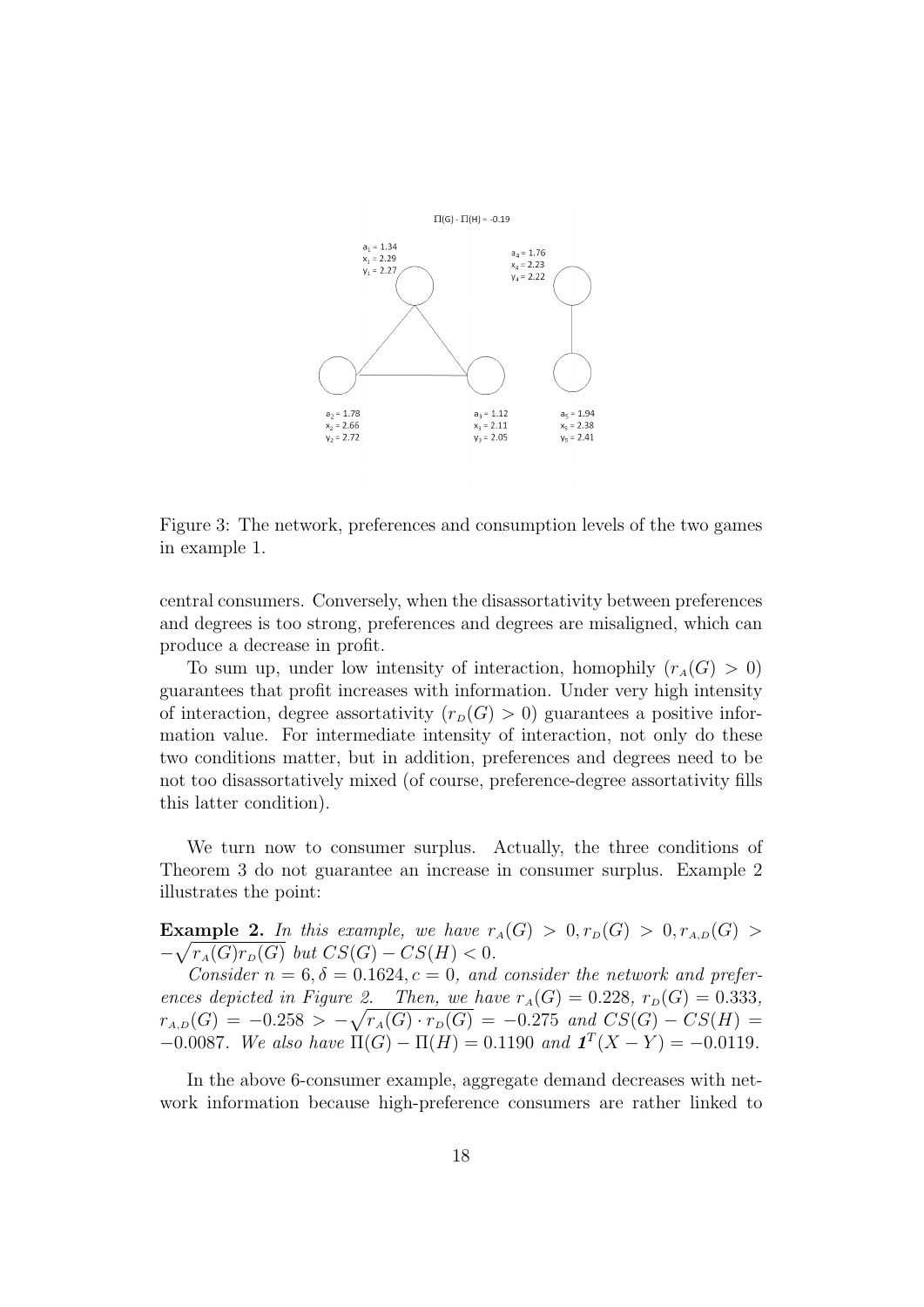$\Pi(G) - \Pi(H) = -0.19$

$a_1 = 1.34$
$x_1 = 2.29$
$y_1 = 2.27$

$a_4 = 1.76$
$x_4 = 2.23$
$y_4 = 2.22$

$a_2 = 1.78$
$x_2 = 2.66$
$y_2 = 2.72$

$a_3 = 1.12$
$x_3 = 2.11$
$y_3 = 2.05$

$a_5 = 1.94$
$x_5 = 2.38$
$y_5 = 2.41$

Figure 3: The network, preferences and consumption levels of the two games in example 1.

central consumers. Conversely, when the disassortativity between preferences and degrees is too strong, preferences and degrees are misaligned, which can produce a decrease in profit.

To sum up, under low intensity of interaction, homophily ($r_A(G) > 0$) guarantees that profit increases with information. Under very high intensity of interaction, degree assortativity ($r_D(G) > 0$) guarantees a positive information value. For intermediate intensity of interaction, not only do these two conditions matter, but in addition, preferences and degrees need to be not too disassortatively mixed (of course, preference-degree assortativity fills this latter condition).

We turn now to consumer surplus. Actually, the three conditions of Theorem 3 do not guarantee an increase in consumer surplus. Example 2 illustrates the point:

**Example 2.** *In this example, we have* $r_A(G) > 0, r_D(G) > 0, r_{A,D}(G) > -\sqrt{r_A(G)r_D(G)}$ *but* $CS(G) - CS(H) < 0$.

*Consider* $n = 6, \delta = 0.1624, c = 0$, *and consider the network and preferences depicted in Figure 2. Then, we have* $r_A(G) = 0.228$, $r_D(G) = 0.333$, $r_{A,D}(G) = -0.258 > -\sqrt{r_A(G) \cdot r_D(G)} = -0.275$ *and* $CS(G) - CS(H) = -0.0087$. *We also have* $\Pi(G) - \Pi(H) = 0.1190$ *and* $\mathbf{1}^T(X - Y) = -0.0119$.

In the above 6-consumer example, aggregate demand decreases with network information because high-preference consumers are rather linked to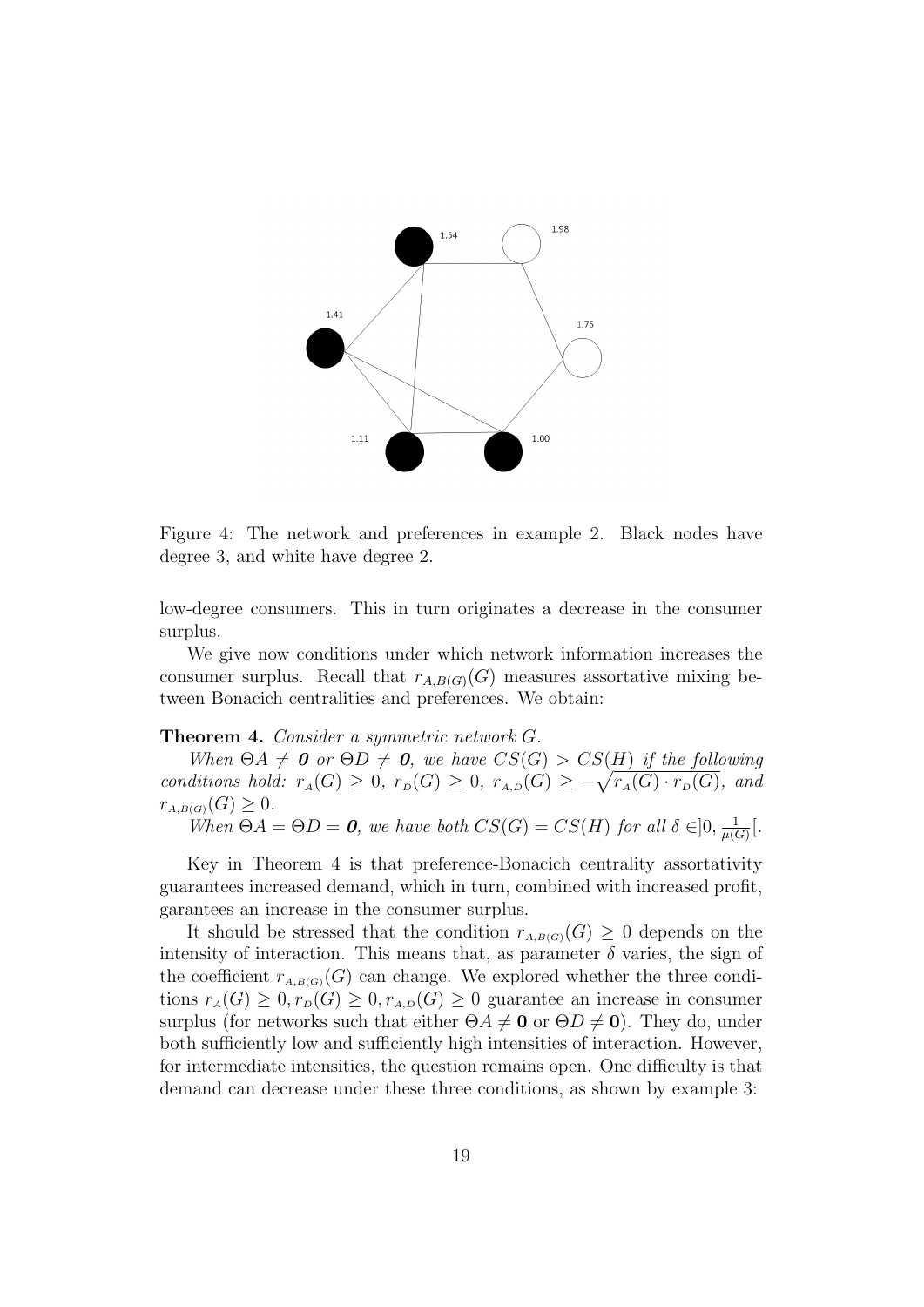Figure 4: The network and preferences in example 2. Black nodes have degree 3, and white have degree 2.

low-degree consumers. This in turn originates a decrease in the consumer surplus.

We give now conditions under which network information increases the consumer surplus. Recall that $r_{A,B(G)}(G)$ measures assortative mixing between Bonacich centralities and preferences. We obtain:

**Theorem 4.** *Consider a symmetric network $G$.*

*When $\Theta A \neq \mathbf{0}$ or $\Theta D \neq \mathbf{0}$, we have $CS(G) > CS(H)$ if the following conditions hold: $r_A(G) \geq 0$, $r_D(G) \geq 0$, $r_{A,D}(G) \geq -\sqrt{r_A(G) \cdot r_D(G)}$, and $r_{A,B(G)}(G) \geq 0$.*

*When $\Theta A = \Theta D = \mathbf{0}$, we have both $CS(G) = CS(H)$ for all $\delta \in ]0, \frac{1}{\mu(G)}[$.*

Key in Theorem 4 is that preference-Bonacich centrality assortativity guarantees increased demand, which in turn, combined with increased profit, garantees an increase in the consumer surplus.

It should be stressed that the condition $r_{A,B(G)}(G) \geq 0$ depends on the intensity of interaction. This means that, as parameter $\delta$ varies, the sign of the coefficient $r_{A,B(G)}(G)$ can change. We explored whether the three conditions $r_A(G) \geq 0, r_D(G) \geq 0, r_{A,D}(G) \geq 0$ guarantee an increase in consumer surplus (for networks such that either $\Theta A \neq \mathbf{0}$ or $\Theta D \neq \mathbf{0}$). They do, under both sufficiently low and sufficiently high intensities of interaction. However, for intermediate intensities, the question remains open. One difficulty is that demand can decrease under these three conditions, as shown by example 3: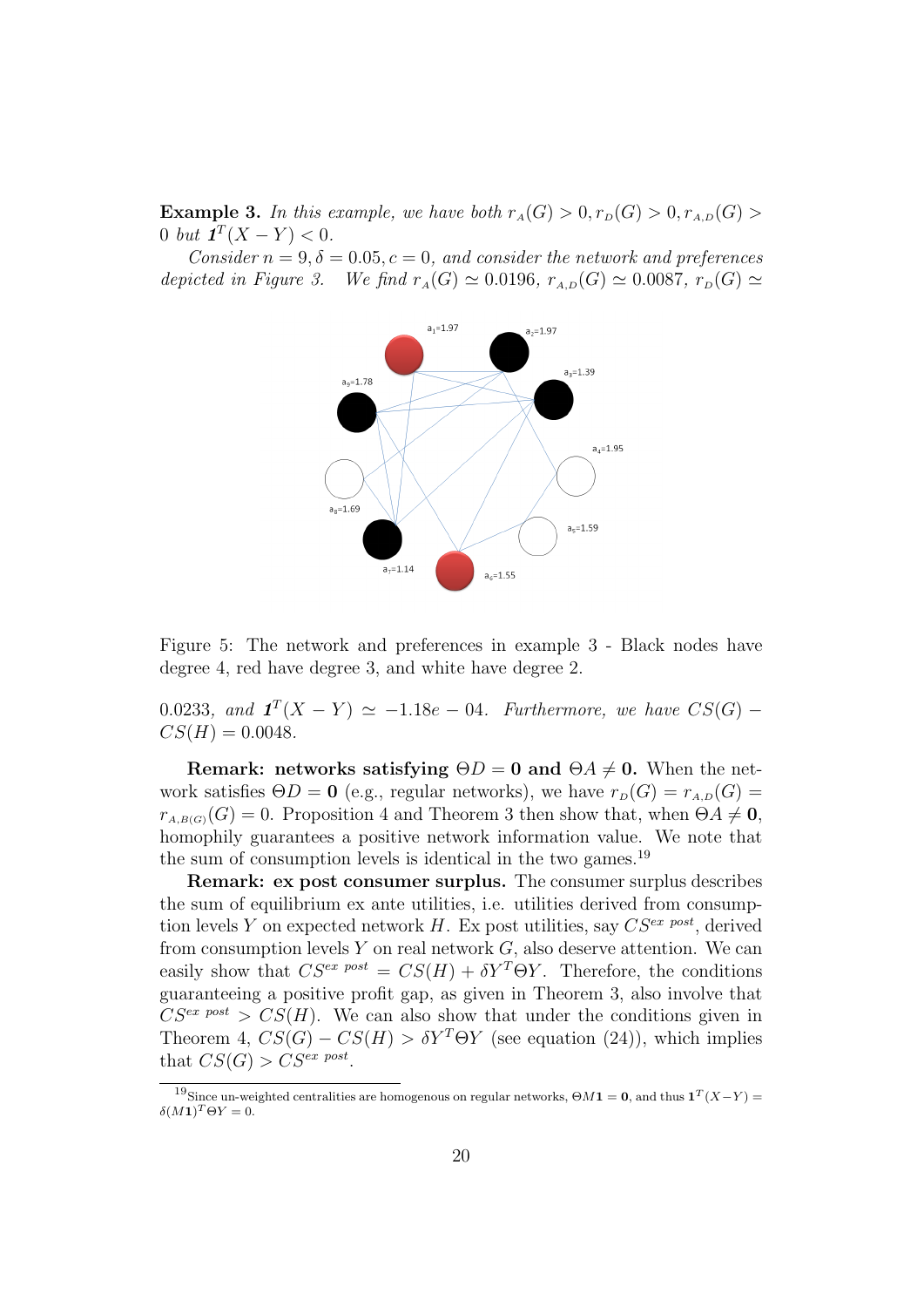**Example 3.** *In this example, we have both $r_A(G) > 0, r_D(G) > 0, r_{A,D}(G) > 0$ but $\mathbf{1}^T(X - Y) < 0$.*

*Consider $n = 9, \delta = 0.05, c = 0$, and consider the network and preferences depicted in Figure 3. We find $r_A(G) \simeq 0.0196$, $r_{A,D}(G) \simeq 0.0087$, $r_D(G) \simeq 0.0233$, and $\mathbf{1}^T(X - Y) \simeq -1.18e-04$. Furthermore, we have $CS(G) - CS(H) = 0.0048$.*

Figure 5: The network and preferences in example 3 - Black nodes have degree 4, red have degree 3, and white have degree 2.

**Remark: networks satisfying $\Theta D = \mathbf{0}$ and $\Theta A \neq \mathbf{0}$.** When the network satisfies $\Theta D = \mathbf{0}$ (e.g., regular networks), we have $r_D(G) = r_{A,D}(G) = r_{A,B(G)}(G) = 0$. Proposition 4 and Theorem 3 then show that, when $\Theta A \neq \mathbf{0}$, homophily guarantees a positive network information value. We note that the sum of consumption levels is identical in the two games.[19]

**Remark: ex post consumer surplus.** The consumer surplus describes the sum of equilibrium ex ante utilities, i.e. utilities derived from consumption levels $Y$ on expected network $H$. Ex post utilities, say $CS^{ex\ post}$, derived from consumption levels $Y$ on real network $G$, also deserve attention. We can easily show that $CS^{ex\ post} = CS(H) + \delta Y^T \Theta Y$. Therefore, the conditions guaranteeing a positive profit gap, as given in Theorem 3, also involve that $CS^{ex\ post} > CS(H)$. We can also show that under the conditions given in Theorem 4, $CS(G) - CS(H) > \delta Y^T \Theta Y$ (see equation (24)), which implies that $CS(G) > CS^{ex\ post}$.

[19] Since un-weighted centralities are homogenous on regular networks, $\Theta M\mathbf{1} = \mathbf{0}$, and thus $\mathbf{1}^T(X - Y) = \delta(M\mathbf{1})^T \Theta Y = 0$.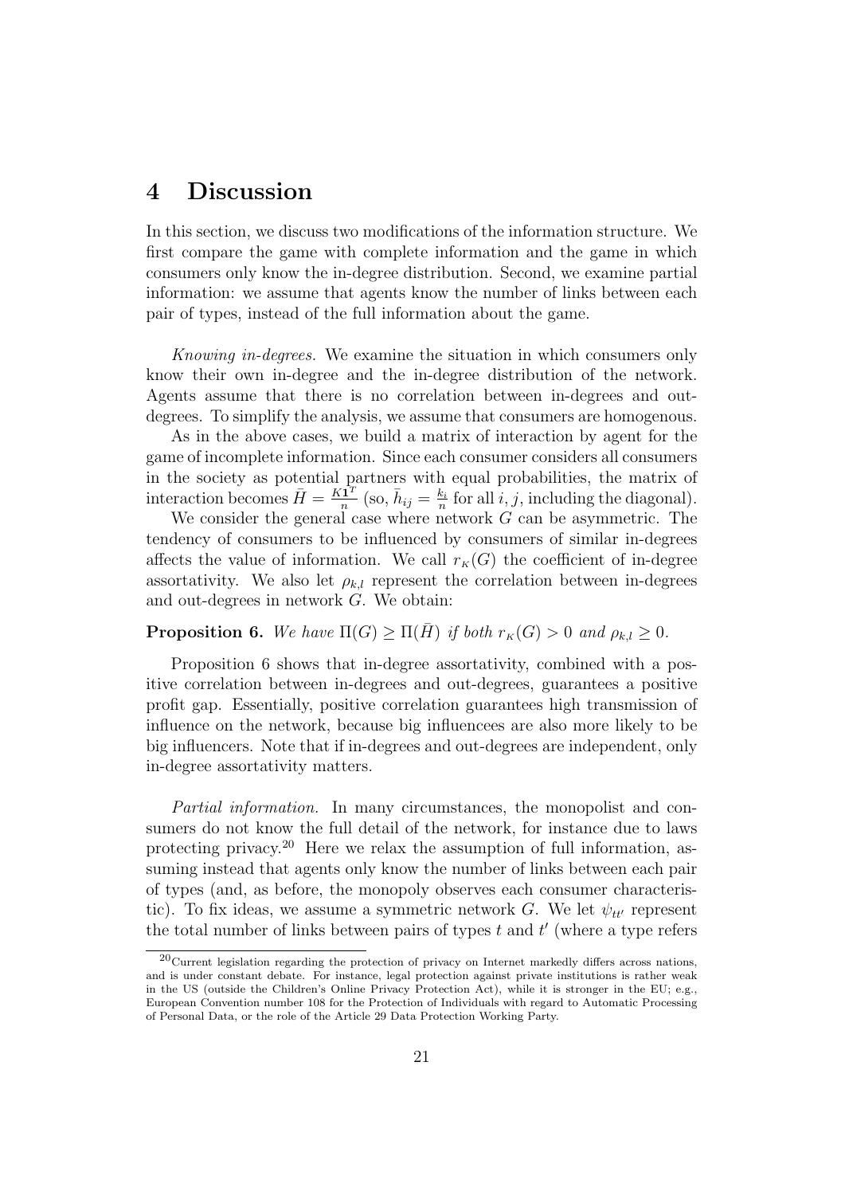# 4 Discussion

In this section, we discuss two modifications of the information structure. We first compare the game with complete information and the game in which consumers only know the in-degree distribution. Second, we examine partial information: we assume that agents know the number of links between each pair of types, instead of the full information about the game.

*Knowing in-degrees.* We examine the situation in which consumers only know their own in-degree and the in-degree distribution of the network. Agents assume that there is no correlation between in-degrees and out-degrees. To simplify the analysis, we assume that consumers are homogenous.

As in the above cases, we build a matrix of interaction by agent for the game of incomplete information. Since each consumer considers all consumers in the society as potential partners with equal probabilities, the matrix of interaction becomes $\bar{H} = \frac{K\mathbf{1}^T}{n}$ (so, $\bar{h}_{ij} = \frac{k_i}{n}$ for all $i, j$, including the diagonal).

We consider the general case where network $G$ can be asymmetric. The tendency of consumers to be influenced by consumers of similar in-degrees affects the value of information. We call $r_{\scriptscriptstyle K}(G)$ the coefficient of in-degree assortativity. We also let $\rho_{k,l}$ represent the correlation between in-degrees and out-degrees in network $G$. We obtain:

**Proposition 6.** *We have* $\Pi(G) \geq \Pi(\bar{H})$ *if both* $r_{\scriptscriptstyle K}(G) > 0$ *and* $\rho_{k,l} \geq 0$.

Proposition 6 shows that in-degree assortativity, combined with a positive correlation between in-degrees and out-degrees, guarantees a positive profit gap. Essentially, positive correlation guarantees high transmission of influence on the network, because big influencees are also more likely to be big influencers. Note that if in-degrees and out-degrees are independent, only in-degree assortativity matters.

*Partial information.* In many circumstances, the monopolist and consumers do not know the full detail of the network, for instance due to laws protecting privacy.[20] Here we relax the assumption of full information, assuming instead that agents only know the number of links between each pair of types (and, as before, the monopoly observes each consumer characteristic). To fix ideas, we assume a symmetric network $G$. We let $\psi_{tt'}$ represent the total number of links between pairs of types $t$ and $t'$ (where a type refers

[20] Current legislation regarding the protection of privacy on Internet markedly differs across nations, and is under constant debate. For instance, legal protection against private institutions is rather weak in the US (outside the Children's Online Privacy Protection Act), while it is stronger in the EU; e.g., European Convention number 108 for the Protection of Individuals with regard to Automatic Processing of Personal Data, or the role of the Article 29 Data Protection Working Party.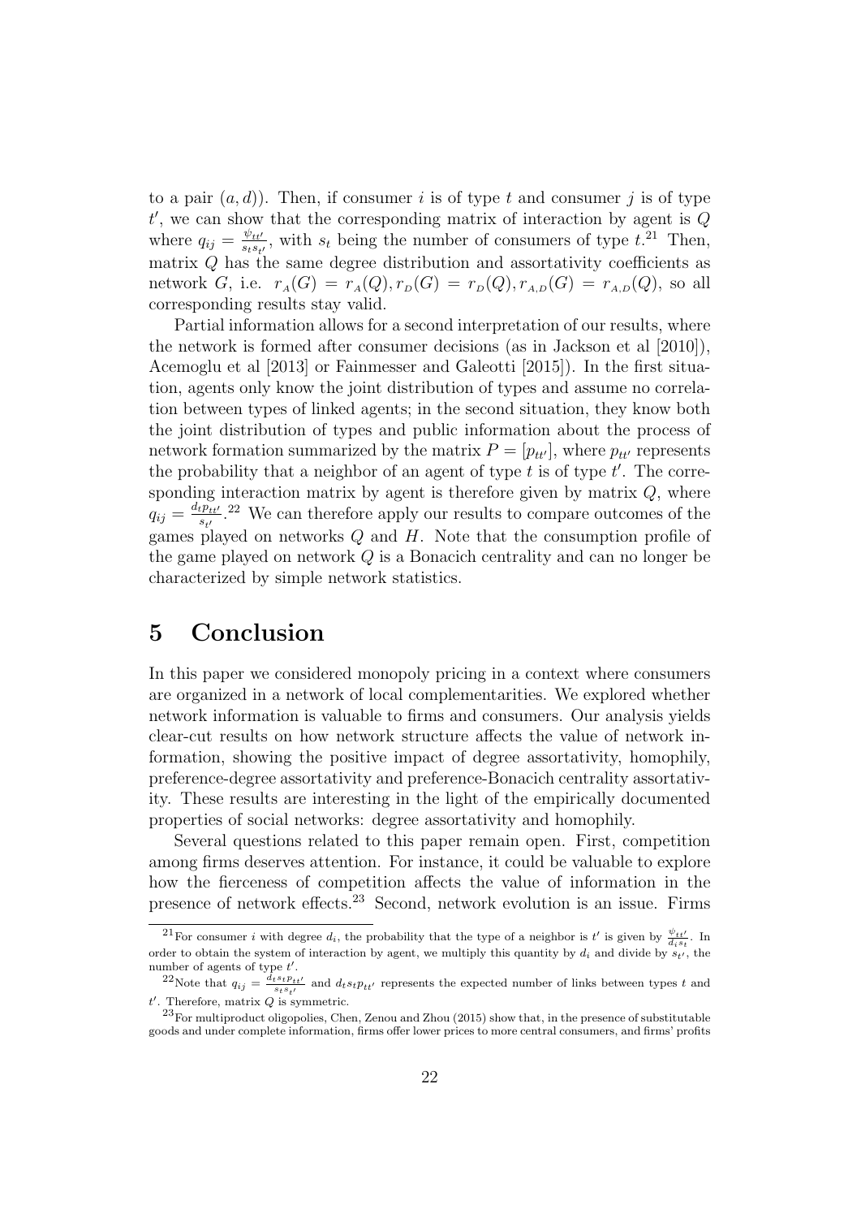to a pair $(a, d)$). Then, if consumer $i$ is of type $t$ and consumer $j$ is of type $t'$, we can show that the corresponding matrix of interaction by agent is $Q$ where $q_{ij} = \frac{\psi_{tt'}}{s_t s_{t'}}$, with $s_t$ being the number of consumers of type $t$.[21] Then, matrix $Q$ has the same degree distribution and assortativity coefficients as network $G$, i.e. $r_{_A}(G) = r_{_A}(Q), r_{_D}(G) = r_{_D}(Q), r_{_{A,D}}(G) = r_{_{A,D}}(Q)$, so all corresponding results stay valid.

Partial information allows for a second interpretation of our results, where the network is formed after consumer decisions (as in Jackson et al [2010]), Acemoglu et al [2013] or Fainmesser and Galeotti [2015]). In the first situation, agents only know the joint distribution of types and assume no correlation between types of linked agents; in the second situation, they know both the joint distribution of types and public information about the process of network formation summarized by the matrix $P = [p_{tt'}]$, where $p_{tt'}$ represents the probability that a neighbor of an agent of type $t$ is of type $t'$. The corresponding interaction matrix by agent is therefore given by matrix $Q$, where $q_{ij} = \frac{d_t p_{tt'}}{s_{t'}}$.[22] We can therefore apply our results to compare outcomes of the games played on networks $Q$ and $H$. Note that the consumption profile of the game played on network $Q$ is a Bonacich centrality and can no longer be characterized by simple network statistics.

# 5 Conclusion

In this paper we considered monopoly pricing in a context where consumers are organized in a network of local complementarities. We explored whether network information is valuable to firms and consumers. Our analysis yields clear-cut results on how network structure affects the value of network information, showing the positive impact of degree assortativity, homophily, preference-degree assortativity and preference-Bonacich centrality assortativity. These results are interesting in the light of the empirically documented properties of social networks: degree assortativity and homophily.

Several questions related to this paper remain open. First, competition among firms deserves attention. For instance, it could be valuable to explore how the fierceness of competition affects the value of information in the presence of network effects.[23] Second, network evolution is an issue. Firms

---

[21] For consumer $i$ with degree $d_i$, the probability that the type of a neighbor is $t'$ is given by $\frac{\psi_{tt'}}{d_i s_t}$. In order to obtain the system of interaction by agent, we multiply this quantity by $d_i$ and divide by $s_{t'}$, the number of agents of type $t'$.

[22] Note that $q_{ij} = \frac{d_t s_t p_{tt'}}{s_t s_{t'}}$ and $d_t s_t p_{tt'}$ represents the expected number of links between types $t$ and $t'$. Therefore, matrix $Q$ is symmetric.

[23] For multiproduct oligopolies, Chen, Zenou and Zhou (2015) show that, in the presence of substitutable goods and under complete information, firms offer lower prices to more central consumers, and firms' profits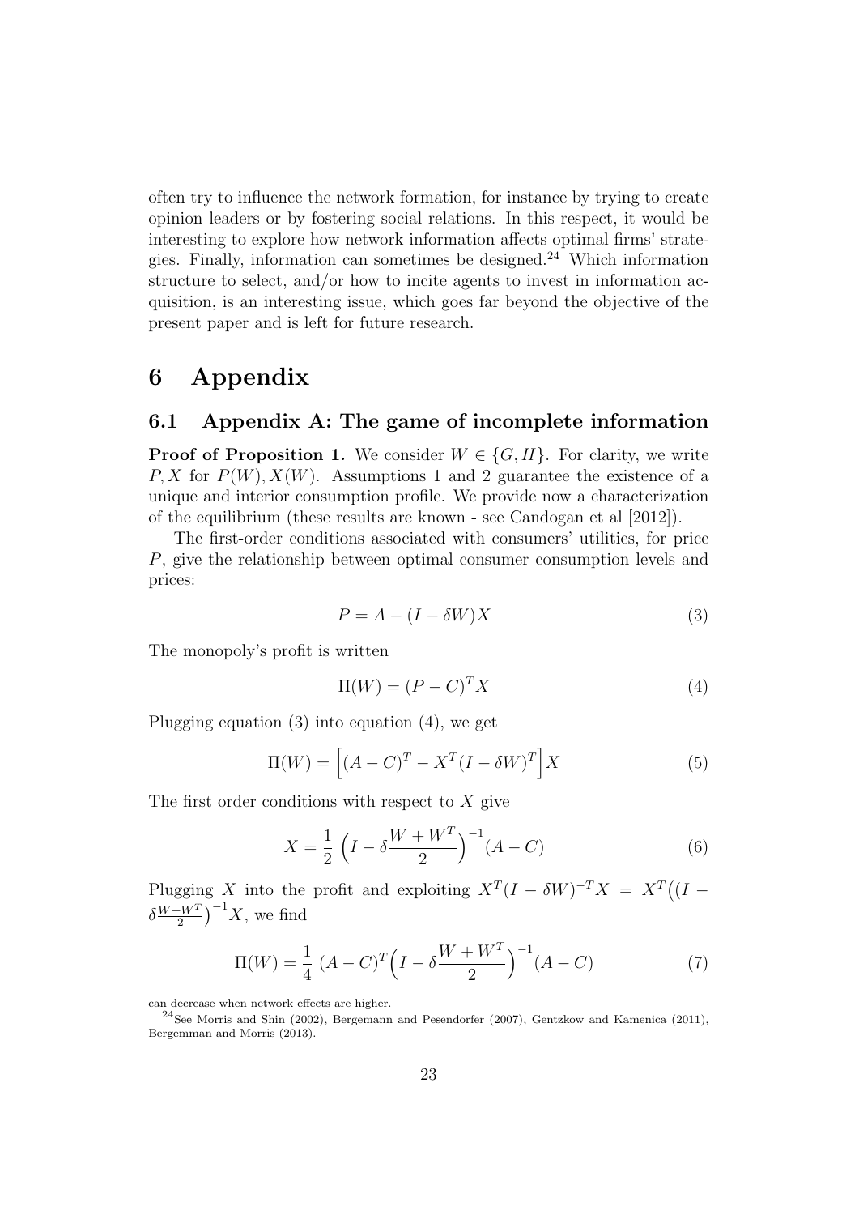often try to influence the network formation, for instance by trying to create opinion leaders or by fostering social relations. In this respect, it would be interesting to explore how network information affects optimal firms' strategies. Finally, information can sometimes be designed.[24] Which information structure to select, and/or how to incite agents to invest in information acquisition, is an interesting issue, which goes far beyond the objective of the present paper and is left for future research.

# 6 Appendix

## 6.1 Appendix A: The game of incomplete information

**Proof of Proposition 1.** We consider $W \in \{G, H\}$. For clarity, we write $P, X$ for $P(W), X(W)$. Assumptions 1 and 2 guarantee the existence of a unique and interior consumption profile. We provide now a characterization of the equilibrium (these results are known - see Candogan et al [2012]).

The first-order conditions associated with consumers' utilities, for price $P$, give the relationship between optimal consumer consumption levels and prices:

$$P = A - (I - \delta W)X \tag{3}$$

The monopoly's profit is written

$$\Pi(W) = (P - C)^T X \tag{4}$$

Plugging equation (3) into equation (4), we get

$$\Pi(W) = \Big[(A - C)^T - X^T (I - \delta W)^T\Big] X \tag{5}$$

The first order conditions with respect to $X$ give

$$X = \frac{1}{2}\, \Big(I - \delta \frac{W + W^T}{2}\Big)^{-1} (A - C) \tag{6}$$

Plugging $X$ into the profit and exploiting $X^T(I - \delta W)^{-T} X = X^T\big((I - \delta\frac{W+W^T}{2}\big)^{-1} X$, we find

$$\Pi(W) = \frac{1}{4}\, (A - C)^T \Big(I - \delta \frac{W + W^T}{2}\Big)^{-1} (A - C) \tag{7}$$

can decrease when network effects are higher.

[24] See Morris and Shin (2002), Bergemann and Pesendorfer (2007), Gentzkow and Kamenica (2011), Bergemman and Morris (2013).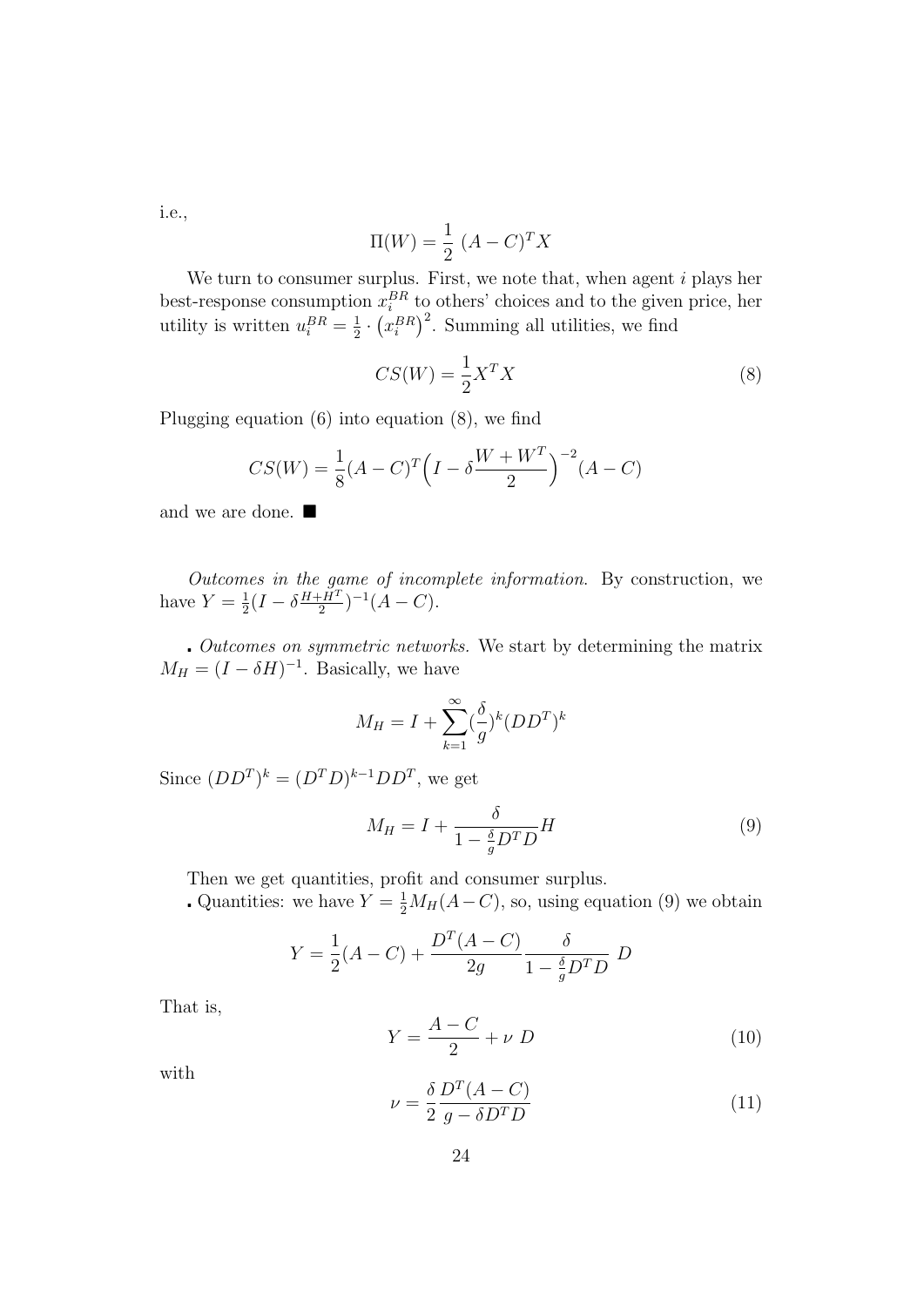i.e.,

$$\Pi(W) = \frac{1}{2}\ (A-C)^T X$$

We turn to consumer surplus. First, we note that, when agent $i$ plays her best-response consumption $x_i^{BR}$ to others' choices and to the given price, her utility is written $u_i^{BR} = \frac{1}{2} \cdot \left(x_i^{BR}\right)^2$. Summing all utilities, we find

$$CS(W) = \frac{1}{2} X^T X \tag{8}$$

Plugging equation (6) into equation (8), we find

$$CS(W) = \frac{1}{8}(A-C)^T \Big(I - \delta \frac{W + W^T}{2}\Big)^{-2}(A-C)$$

and we are done. ∎

*Outcomes in the game of incomplete information.* By construction, we have $Y = \frac{1}{2}(I - \delta \frac{H+H^T}{2})^{-1}(A-C)$.

. *Outcomes on symmetric networks.* We start by determining the matrix $M_H = (I - \delta H)^{-1}$. Basically, we have

$$M_H = I + \sum_{k=1}^{\infty} (\frac{\delta}{g})^k (DD^T)^k$$

Since $(DD^T)^k = (D^T D)^{k-1} DD^T$, we get

$$M_H = I + \frac{\delta}{1 - \frac{\delta}{g} D^T D} H \tag{9}$$

Then we get quantities, profit and consumer surplus.

. Quantities: we have $Y = \frac{1}{2} M_H (A - C)$, so, using equation (9) we obtain

$$Y = \frac{1}{2}(A-C) + \frac{D^T(A-C)}{2g} \frac{\delta}{1 - \frac{\delta}{g} D^T D}\ D$$

That is,

$$Y = \frac{A-C}{2} + \nu\ D \tag{10}$$

with

$$\nu = \frac{\delta}{2} \frac{D^T(A-C)}{g - \delta D^T D} \tag{11}$$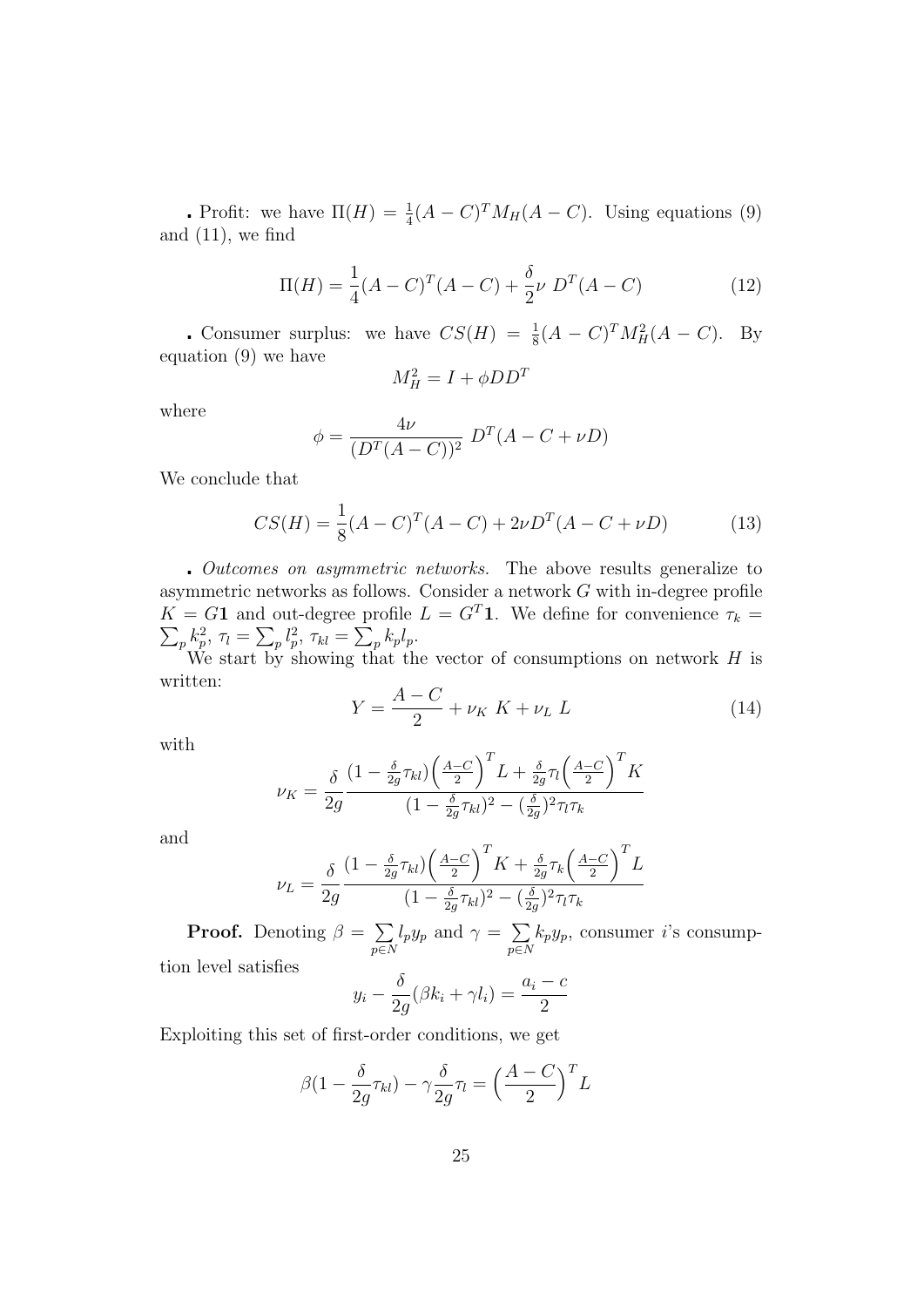. Profit: we have $\Pi(H) = \frac{1}{4}(A-C)^T M_H (A-C)$. Using equations (9) and (11), we find

$$\Pi(H) = \frac{1}{4}(A-C)^T(A-C) + \frac{\delta}{2}\nu \ D^T(A-C) \tag{12}$$

. Consumer surplus: we have $CS(H) = \frac{1}{8}(A-C)^T M_H^2 (A-C)$. By equation (9) we have

$$M_H^2 = I + \phi D D^T$$

where

$$\phi = \frac{4\nu}{(D^T(A-C))^2} \ D^T(A - C + \nu D)$$

We conclude that

$$CS(H) = \frac{1}{8}(A-C)^T(A-C) + 2\nu D^T(A - C + \nu D) \tag{13}$$

. *Outcomes on asymmetric networks.* The above results generalize to asymmetric networks as follows. Consider a network $G$ with in-degree profile $K = G\mathbf{1}$ and out-degree profile $L = G^T\mathbf{1}$. We define for convenience $\tau_k = \sum_p k_p^2$, $\tau_l = \sum_p l_p^2$, $\tau_{kl} = \sum_p k_p l_p$.

We start by showing that the vector of consumptions on network $H$ is written:

$$Y = \frac{A-C}{2} + \nu_K \ K + \nu_L \ L \tag{14}$$

with

$$\nu_K = \frac{\delta}{2g} \frac{(1 - \frac{\delta}{2g}\tau_{kl})\Big(\frac{A-C}{2}\Big)^T L + \frac{\delta}{2g}\tau_l \Big(\frac{A-C}{2}\Big)^T K}{(1 - \frac{\delta}{2g}\tau_{kl})^2 - (\frac{\delta}{2g})^2 \tau_l \tau_k}$$

and

$$\nu_L = \frac{\delta}{2g} \frac{(1 - \frac{\delta}{2g}\tau_{kl})\Big(\frac{A-C}{2}\Big)^T K + \frac{\delta}{2g}\tau_k \Big(\frac{A-C}{2}\Big)^T L}{(1 - \frac{\delta}{2g}\tau_{kl})^2 - (\frac{\delta}{2g})^2 \tau_l \tau_k}$$

**Proof.** Denoting $\beta = \sum_{p \in N} l_p y_p$ and $\gamma = \sum_{p \in N} k_p y_p$, consumer $i$'s consumption level satisfies

$$y_i - \frac{\delta}{2g}(\beta k_i + \gamma l_i) = \frac{a_i - c}{2}$$

Exploiting this set of first-order conditions, we get

$$\beta(1 - \frac{\delta}{2g}\tau_{kl}) - \gamma \frac{\delta}{2g}\tau_l = \Big(\frac{A-C}{2}\Big)^T L$$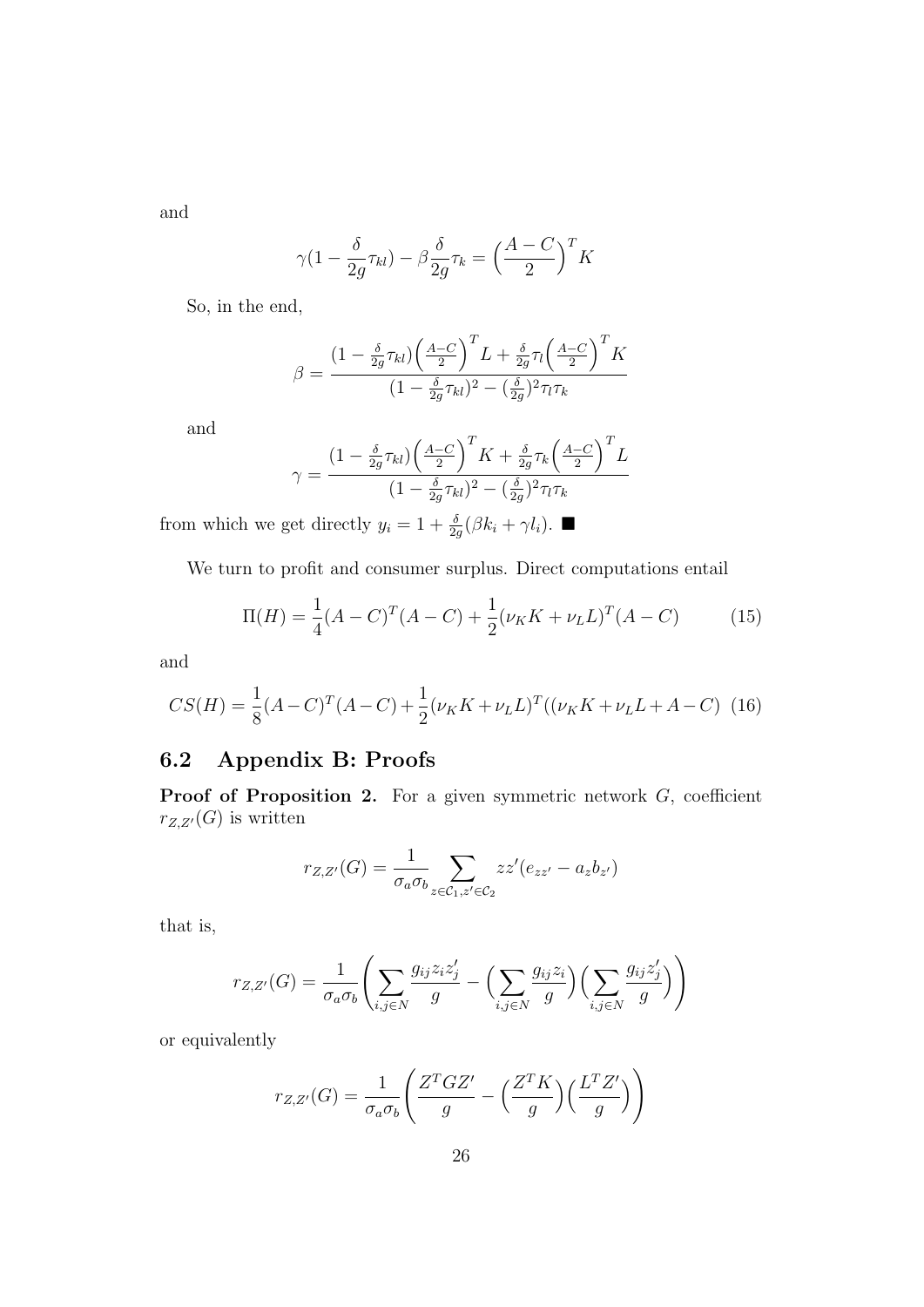and

$$\gamma(1 - \frac{\delta}{2g}\tau_{kl}) - \beta\frac{\delta}{2g}\tau_k = \Big(\frac{A-C}{2}\Big)^T K$$

So, in the end,

$$\beta = \frac{(1 - \frac{\delta}{2g}\tau_{kl})\Big(\frac{A-C}{2}\Big)^T L + \frac{\delta}{2g}\tau_l\Big(\frac{A-C}{2}\Big)^T K}{(1 - \frac{\delta}{2g}\tau_{kl})^2 - (\frac{\delta}{2g})^2\tau_l\tau_k}$$

and

$$\gamma = \frac{(1 - \frac{\delta}{2g}\tau_{kl})\Big(\frac{A-C}{2}\Big)^T K + \frac{\delta}{2g}\tau_k\Big(\frac{A-C}{2}\Big)^T L}{(1 - \frac{\delta}{2g}\tau_{kl})^2 - (\frac{\delta}{2g})^2\tau_l\tau_k}$$

from which we get directly $y_i = 1 + \frac{\delta}{2g}(\beta k_i + \gamma l_i)$. ■

We turn to profit and consumer surplus. Direct computations entail

$$\Pi(H) = \frac{1}{4}(A-C)^T(A-C) + \frac{1}{2}(\nu_K K + \nu_L L)^T(A-C) \tag{15}$$

and

$$CS(H) = \frac{1}{8}(A-C)^T(A-C) + \frac{1}{2}(\nu_K K + \nu_L L)^T((\nu_K K + \nu_L L + A - C) \tag{16}$$

## 6.2 Appendix B: Proofs

**Proof of Proposition 2.** For a given symmetric network $G$, coefficient $r_{Z,Z'}(G)$ is written

$$r_{Z,Z'}(G) = \frac{1}{\sigma_a\sigma_b}\sum_{z\in\mathcal{C}_1, z'\in\mathcal{C}_2} zz'(e_{zz'} - a_z b_{z'})$$

that is,

$$r_{Z,Z'}(G) = \frac{1}{\sigma_a\sigma_b}\left(\sum_{i,j\in N}\frac{g_{ij}z_i z'_j}{g} - \Big(\sum_{i,j\in N}\frac{g_{ij}z_i}{g}\Big)\Big(\sum_{i,j\in N}\frac{g_{ij}z'_j}{g}\Big)\right)$$

or equivalently

$$r_{Z,Z'}(G) = \frac{1}{\sigma_a\sigma_b}\left(\frac{Z^T G Z'}{g} - \Big(\frac{Z^T K}{g}\Big)\Big(\frac{L^T Z'}{g}\Big)\right)$$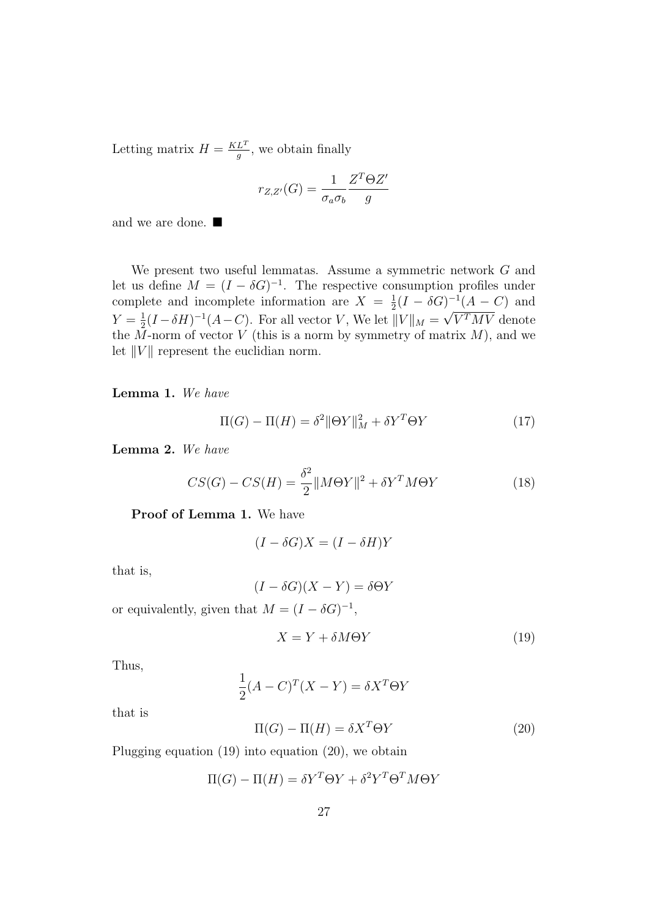Letting matrix $H = \frac{KL^T}{g}$, we obtain finally

$$r_{Z,Z'}(G) = \frac{1}{\sigma_a \sigma_b} \frac{Z^T \Theta Z'}{g}$$

and we are done. ■

We present two useful lemmatas. Assume a symmetric network $G$ and let us define $M = (I - \delta G)^{-1}$. The respective consumption profiles under complete and incomplete information are $X = \frac{1}{2}(I - \delta G)^{-1}(A - C)$ and $Y = \frac{1}{2}(I - \delta H)^{-1}(A - C)$. For all vector $V$, We let $\|V\|_M = \sqrt{V^T M V}$ denote the $M$-norm of vector $V$ (this is a norm by symmetry of matrix $M$), and we let $\|V\|$ represent the euclidian norm.

**Lemma 1.** *We have*

$$\Pi(G) - \Pi(H) = \delta^2 \|\Theta Y\|_M^2 + \delta Y^T \Theta Y \tag{17}$$

**Lemma 2.** *We have*

$$CS(G) - CS(H) = \frac{\delta^2}{2} \|M \Theta Y\|^2 + \delta Y^T M \Theta Y \tag{18}$$

**Proof of Lemma 1.** We have

$$(I - \delta G)X = (I - \delta H)Y$$

that is,

$$(I - \delta G)(X - Y) = \delta \Theta Y$$

or equivalently, given that $M = (I - \delta G)^{-1}$,

$$X = Y + \delta M \Theta Y \tag{19}$$

Thus,

$$\frac{1}{2}(A - C)^T (X - Y) = \delta X^T \Theta Y$$

that is

$$\Pi(G) - \Pi(H) = \delta X^T \Theta Y \tag{20}$$

Plugging equation (19) into equation (20), we obtain

$$\Pi(G) - \Pi(H) = \delta Y^T \Theta Y + \delta^2 Y^T \Theta^T M \Theta Y$$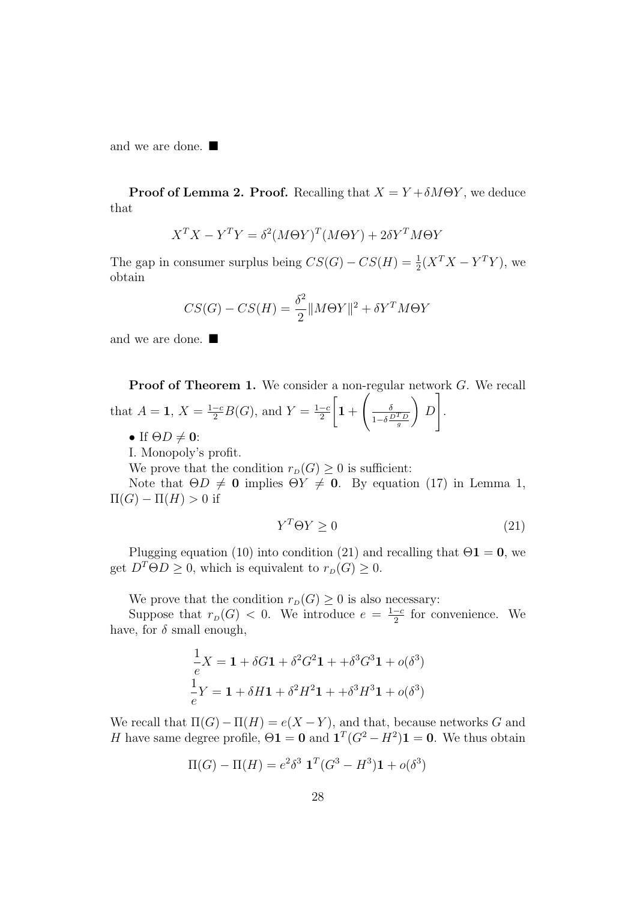and we are done. ■

**Proof of Lemma 2. Proof.** Recalling that $X = Y + \delta M\Theta Y$, we deduce that

$$X^T X - Y^T Y = \delta^2 (M\Theta Y)^T (M\Theta Y) + 2\delta Y^T M\Theta Y$$

The gap in consumer surplus being $CS(G) - CS(H) = \frac{1}{2}(X^T X - Y^T Y)$, we obtain

$$CS(G) - CS(H) = \frac{\delta^2}{2}\|M\Theta Y\|^2 + \delta Y^T M\Theta Y$$

and we are done. ■

**Proof of Theorem 1.** We consider a non-regular network $G$. We recall that $A = \mathbf{1}$, $X = \frac{1-c}{2}B(G)$, and $Y = \frac{1-c}{2}\left[\mathbf{1} + \left(\frac{\delta}{1-\delta\frac{D^T D}{g}}\right) D\right]$.

• If $\Theta D \neq \mathbf{0}$:

I. Monopoly's profit.

We prove that the condition $r_D(G) \geq 0$ is sufficient:

Note that $\Theta D \neq \mathbf{0}$ implies $\Theta Y \neq \mathbf{0}$. By equation (17) in Lemma 1, $\Pi(G) - \Pi(H) > 0$ if

$$Y^T \Theta Y \geq 0 \tag{21}$$

Plugging equation (10) into condition (21) and recalling that $\Theta\mathbf{1} = \mathbf{0}$, we get $D^T \Theta D \geq 0$, which is equivalent to $r_D(G) \geq 0$.

We prove that the condition $r_D(G) \geq 0$ is also necessary:

Suppose that $r_D(G) < 0$. We introduce $e = \frac{1-c}{2}$ for convenience. We have, for $\delta$ small enough,

$$\frac{1}{e}X = \mathbf{1} + \delta G\mathbf{1} + \delta^2 G^2\mathbf{1} + +\delta^3 G^3\mathbf{1} + o(\delta^3)$$
$$\frac{1}{e}Y = \mathbf{1} + \delta H\mathbf{1} + \delta^2 H^2\mathbf{1} + +\delta^3 H^3\mathbf{1} + o(\delta^3)$$

We recall that $\Pi(G) - \Pi(H) = e(X - Y)$, and that, because networks $G$ and $H$ have same degree profile, $\Theta\mathbf{1} = \mathbf{0}$ and $\mathbf{1}^T(G^2 - H^2)\mathbf{1} = \mathbf{0}$. We thus obtain

$$\Pi(G) - \Pi(H) = e^2\delta^3\ \mathbf{1}^T(G^3 - H^3)\mathbf{1} + o(\delta^3)$$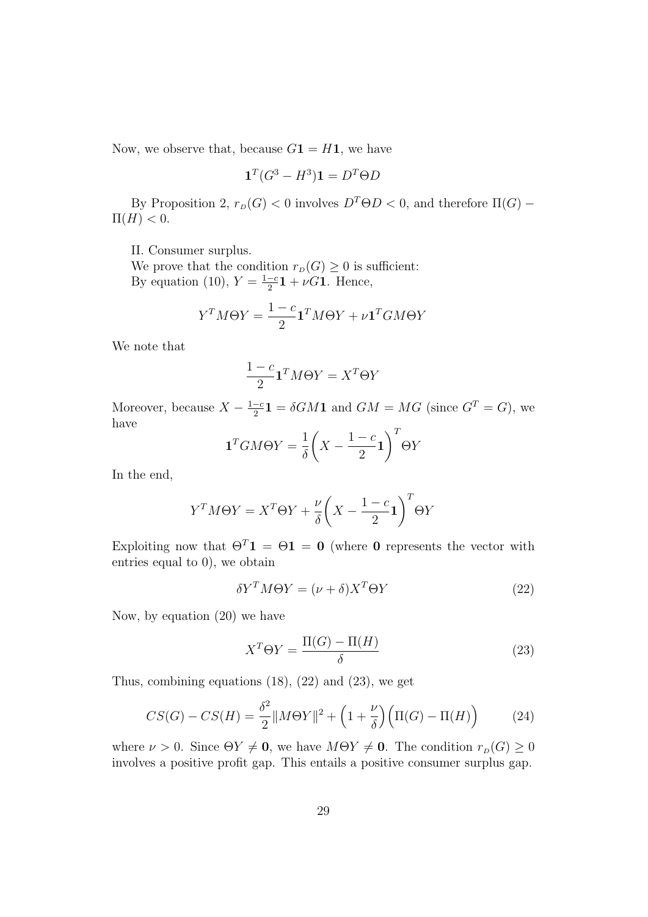Now, we observe that, because $G\mathbf{1} = H\mathbf{1}$, we have

$$\mathbf{1}^T(G^3 - H^3)\mathbf{1} = D^T\Theta D$$

By Proposition 2, $r_{_D}(G) < 0$ involves $D^T\Theta D < 0$, and therefore $\Pi(G) - \Pi(H) < 0$.

II. Consumer surplus.

We prove that the condition $r_{_D}(G) \geq 0$ is sufficient:

By equation (10), $Y = \frac{1-c}{2}\mathbf{1} + \nu G\mathbf{1}$. Hence,

$$Y^T M\Theta Y = \frac{1-c}{2}\mathbf{1}^T M\Theta Y + \nu \mathbf{1}^T G M\Theta Y$$

We note that

$$\frac{1-c}{2}\mathbf{1}^T M\Theta Y = X^T\Theta Y$$

Moreover, because $X - \frac{1-c}{2}\mathbf{1} = \delta G M\mathbf{1}$ and $GM = MG$ (since $G^T = G$), we have

$$\mathbf{1}^T G M\Theta Y = \frac{1}{\delta}\bigg(X - \frac{1-c}{2}\mathbf{1}\bigg)^T\Theta Y$$

In the end,

$$Y^T M\Theta Y = X^T\Theta Y + \frac{\nu}{\delta}\bigg(X - \frac{1-c}{2}\mathbf{1}\bigg)^T\Theta Y$$

Exploiting now that $\Theta^T\mathbf{1} = \Theta\mathbf{1} = \mathbf{0}$ (where $\mathbf{0}$ represents the vector with entries equal to 0), we obtain

$$\delta Y^T M\Theta Y = (\nu + \delta)X^T\Theta Y \tag{22}$$

Now, by equation (20) we have

$$X^T\Theta Y = \frac{\Pi(G) - \Pi(H)}{\delta} \tag{23}$$

Thus, combining equations (18), (22) and (23), we get

$$CS(G) - CS(H) = \frac{\delta^2}{2}\|M\Theta Y\|^2 + \Big(1 + \frac{\nu}{\delta}\Big)\Big(\Pi(G) - \Pi(H)\Big) \tag{24}$$

where $\nu > 0$. Since $\Theta Y \neq \mathbf{0}$, we have $M\Theta Y \neq \mathbf{0}$. The condition $r_{_D}(G) \geq 0$ involves a positive profit gap. This entails a positive consumer surplus gap.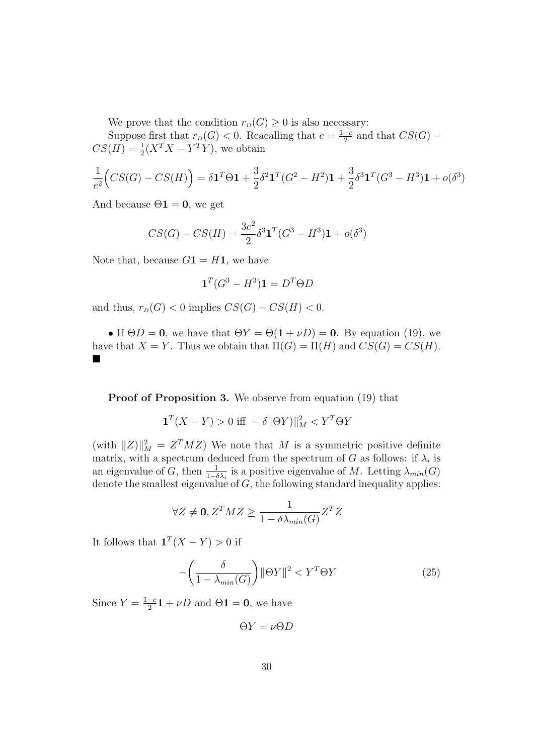We prove that the condition $r_{_D}(G) \geq 0$ is also necessary:

Suppose first that $r_{_D}(G) < 0$. Reacalling that $e = \frac{1-c}{2}$ and that $CS(G) - CS(H) = \frac{1}{2}(X^TX - Y^TY)$, we obtain

$$\frac{1}{e^2}\Big(CS(G) - CS(H)\Big) = \delta \mathbf{1}^T\Theta\mathbf{1} + \frac{3}{2}\delta^2\mathbf{1}^T(G^2 - H^2)\mathbf{1} + \frac{3}{2}\delta^3\mathbf{1}^T(G^3 - H^3)\mathbf{1} + o(\delta^3)$$

And because $\Theta\mathbf{1} = \mathbf{0}$, we get

$$CS(G) - CS(H) = \frac{3e^2}{2}\delta^3\mathbf{1}^T(G^3 - H^3)\mathbf{1} + o(\delta^3)$$

Note that, because $G\mathbf{1} = H\mathbf{1}$, we have

$$\mathbf{1}^T(G^3 - H^3)\mathbf{1} = D^T\Theta D$$

and thus, $r_{_D}(G) < 0$ implies $CS(G) - CS(H) < 0$.

- If $\Theta D = \mathbf{0}$, we have that $\Theta Y = \Theta(\mathbf{1} + \nu D) = \mathbf{0}$. By equation (19), we have that $X = Y$. Thus we obtain that $\Pi(G) = \Pi(H)$ and $CS(G) = CS(H)$. ■

**Proof of Proposition 3.** We observe from equation (19) that

$$\mathbf{1}^T(X - Y) > 0 \text{ iff } -\delta\|\Theta Y)\|_M^2 < Y^T\Theta Y$$

(with $\|Z)\|_M^2 = Z^TMZ$) We note that $M$ is a symmetric positive definite matrix, with a spectrum deduced from the spectrum of $G$ as follows: if $\lambda_i$ is an eigenvalue of $G$, then $\frac{1}{1-\delta\lambda_i}$ is a positive eigenvalue of $M$. Letting $\lambda_{min}(G)$ denote the smallest eigenvalue of $G$, the following standard inequality applies:

$$\forall Z \neq \mathbf{0}, Z^TMZ \geq \frac{1}{1 - \delta\lambda_{min}(G)}Z^TZ$$

It follows that $\mathbf{1}^T(X - Y) > 0$ if

$$-\left(\frac{\delta}{1 - \lambda_{min}(G)}\right)\|\Theta Y\|^2 < Y^T\Theta Y \tag{25}$$

Since $Y = \frac{1-c}{2}\mathbf{1} + \nu D$ and $\Theta\mathbf{1} = \mathbf{0}$, we have

$$\Theta Y = \nu\Theta D$$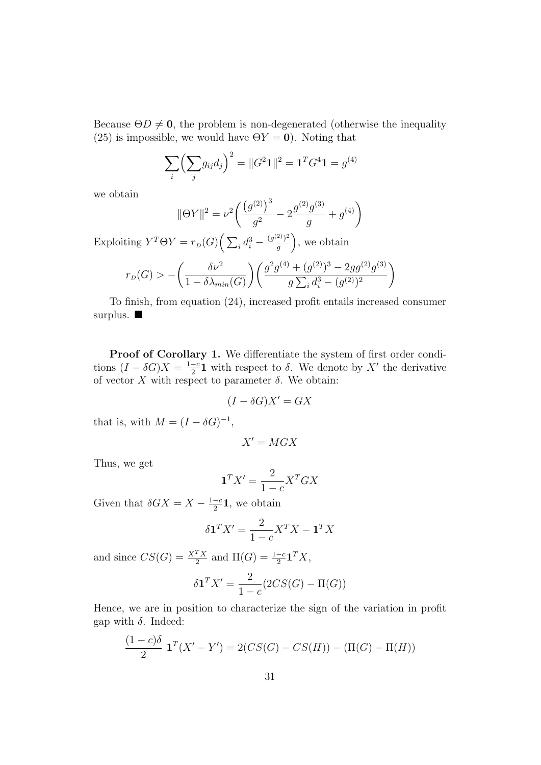Because $\Theta D \neq \mathbf{0}$, the problem is non-degenerated (otherwise the inequality (25) is impossible, we would have $\Theta Y = \mathbf{0}$). Noting that

$$\sum_i \Big( \sum_j g_{ij} d_j \Big)^2 = \|G^2 \mathbf{1}\|^2 = \mathbf{1}^T G^4 \mathbf{1} = g^{(4)}$$

we obtain

$$\|\Theta Y\|^2 = \nu^2 \bigg( \frac{\big(g^{(2)}\big)^3}{g^2} - 2\frac{g^{(2)} g^{(3)}}{g} + g^{(4)} \bigg)$$

Exploiting $Y^T \Theta Y = r_{_D}(G) \Big( \sum_i d_i^3 - \frac{(g^{(2)})^2}{g} \Big)$, we obtain

$$r_{_D}(G) > -\bigg( \frac{\delta \nu^2}{1 - \delta \lambda_{min}(G)} \bigg) \bigg( \frac{g^2 g^{(4)} + (g^{(2)})^3 - 2 g g^{(2)} g^{(3)}}{g \sum_i d_i^3 - (g^{(2)})^2} \bigg)$$

To finish, from equation (24), increased profit entails increased consumer surplus. ■

**Proof of Corollary 1.** We differentiate the system of first order conditions $(I - \delta G) X = \frac{1-c}{2} \mathbf{1}$ with respect to $\delta$. We denote by $X'$ the derivative of vector $X$ with respect to parameter $\delta$. We obtain:

$$(I - \delta G) X' = G X$$

that is, with $M = (I - \delta G)^{-1}$,

$$X' = M G X$$

Thus, we get

$$\mathbf{1}^T X' = \frac{2}{1-c} X^T G X$$

Given that $\delta G X = X - \frac{1-c}{2} \mathbf{1}$, we obtain

$$\delta \mathbf{1}^T X' = \frac{2}{1-c} X^T X - \mathbf{1}^T X$$

and since $CS(G) = \frac{X^T X}{2}$ and $\Pi(G) = \frac{1-c}{2} \mathbf{1}^T X$,

$$\delta \mathbf{1}^T X' = \frac{2}{1-c} (2 CS(G) - \Pi(G))$$

Hence, we are in position to characterize the sign of the variation in profit gap with $\delta$. Indeed:

$$\frac{(1-c)\delta}{2} \; \mathbf{1}^T (X' - Y') = 2(CS(G) - CS(H)) - (\Pi(G) - \Pi(H))$$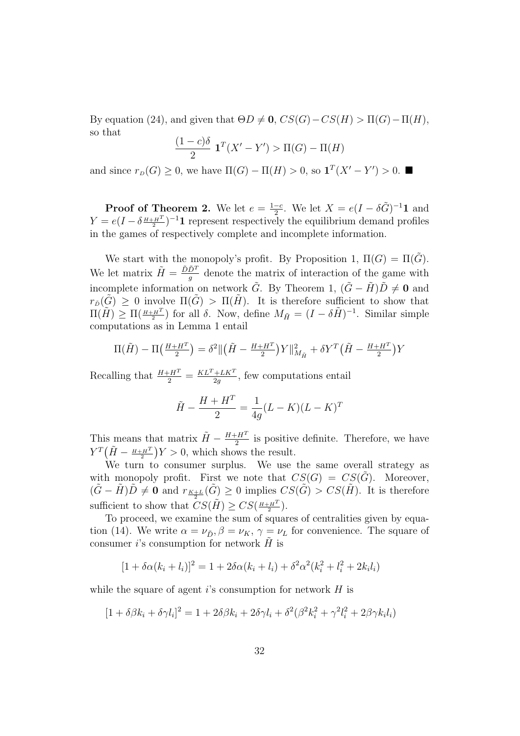By equation (24), and given that $\Theta D \neq \mathbf{0}$, $CS(G) - CS(H) > \Pi(G) - \Pi(H)$, so that

$$\frac{(1-c)\delta}{2}\ \mathbf{1}^T(X' - Y') > \Pi(G) - \Pi(H)$$

and since $r_{D}(G) \geq 0$, we have $\Pi(G) - \Pi(H) > 0$, so $\mathbf{1}^T(X' - Y') > 0$. $\blacksquare$

**Proof of Theorem 2.** We let $e = \frac{1-c}{2}$. We let $X = e(I - \delta\tilde{G})^{-1}\mathbf{1}$ and $Y = e(I - \delta\frac{H+H^T}{2})^{-1}\mathbf{1}$ represent respectively the equilibrium demand profiles in the games of respectively complete and incomplete information.

We start with the monopoly's profit. By Proposition 1, $\Pi(G) = \Pi(\tilde{G})$. We let matrix $\tilde{H} = \frac{\tilde{D}\tilde{D}^T}{g}$ denote the matrix of interaction of the game with incomplete information on network $\tilde{G}$. By Theorem 1, $(\tilde{G} - \tilde{H})\tilde{D} \neq \mathbf{0}$ and $r_{\tilde{D}}(\tilde{G}) \geq 0$ involve $\Pi(\tilde{G}) > \Pi(\tilde{H})$. It is therefore sufficient to show that $\Pi(\tilde{H}) \geq \Pi(\frac{H+H^T}{2})$ for all $\delta$. Now, define $M_{\tilde{H}} = (I - \delta\tilde{H})^{-1}$. Similar simple computations as in Lemma 1 entail

$$\Pi(\tilde{H}) - \Pi\big(\tfrac{H+H^T}{2}\big) = \delta^2 \|\big(\tilde{H} - \tfrac{H+H^T}{2}\big)Y\|^2_{M_{\tilde{H}}} + \delta Y^T\big(\tilde{H} - \tfrac{H+H^T}{2}\big)Y$$

Recalling that $\frac{H+H^T}{2} = \frac{KL^T + LK^T}{2g}$, few computations entail

$$\tilde{H} - \frac{H+H^T}{2} = \frac{1}{4g}(L-K)(L-K)^T$$

This means that matrix $\tilde{H} - \frac{H+H^T}{2}$ is positive definite. Therefore, we have $Y^T\big(\tilde{H} - \frac{H+H^T}{2}\big)Y > 0$, which shows the result.

We turn to consumer surplus. We use the same overall strategy as with monopoly profit. First we note that $CS(G) = CS(\tilde{G})$. Moreover, $(\tilde{G} - \tilde{H})\tilde{D} \neq \mathbf{0}$ and $r_{\frac{K+L}{2}}(\tilde{G}) \geq 0$ implies $CS(\tilde{G}) > CS(\tilde{H})$. It is therefore sufficient to show that $CS(\tilde{H}) \geq CS(\frac{H+H^T}{2})$.

To proceed, we examine the sum of squares of centralities given by equation (14). We write $\alpha = \nu_{\tilde{D}}, \beta = \nu_K$, $\gamma = \nu_L$ for convenience. The square of consumer $i$'s consumption for network $\tilde{H}$ is

$$[1 + \delta\alpha(k_i + l_i)]^2 = 1 + 2\delta\alpha(k_i + l_i) + \delta^2\alpha^2(k_i^2 + l_i^2 + 2k_i l_i)$$

while the square of agent $i$'s consumption for network $H$ is

$$[1 + \delta\beta k_i + \delta\gamma l_i]^2 = 1 + 2\delta\beta k_i + 2\delta\gamma l_i + \delta^2(\beta^2 k_i^2 + \gamma^2 l_i^2 + 2\beta\gamma k_i l_i)$$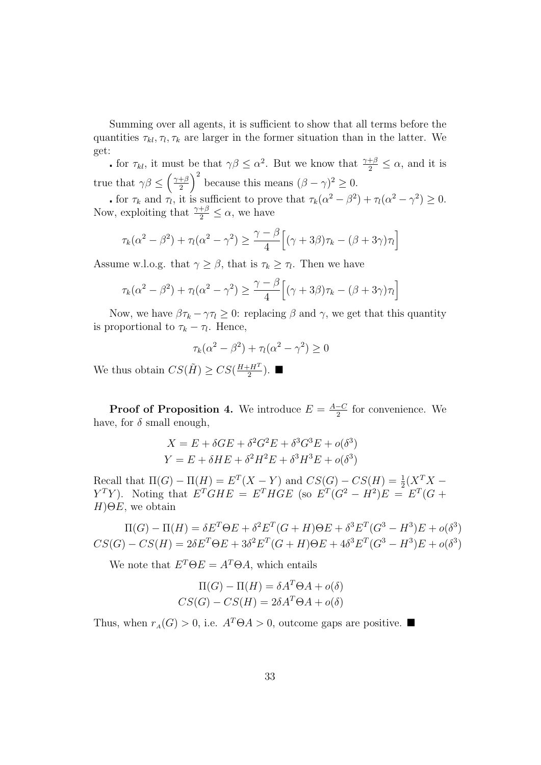Summing over all agents, it is sufficient to show that all terms before the quantities $\tau_{kl}, \tau_l, \tau_k$ are larger in the former situation than in the latter. We get:

- for $\tau_{kl}$, it must be that $\gamma\beta \leq \alpha^2$. But we know that $\frac{\gamma+\beta}{2} \leq \alpha$, and it is true that $\gamma\beta \leq \left(\frac{\gamma+\beta}{2}\right)^2$ because this means $(\beta - \gamma)^2 \geq 0$.
- for $\tau_k$ and $\tau_l$, it is sufficient to prove that $\tau_k(\alpha^2 - \beta^2) + \tau_l(\alpha^2 - \gamma^2) \geq 0$. Now, exploiting that $\frac{\gamma+\beta}{2} \leq \alpha$, we have

$$\tau_k(\alpha^2 - \beta^2) + \tau_l(\alpha^2 - \gamma^2) \geq \frac{\gamma - \beta}{4}\Big[(\gamma + 3\beta)\tau_k - (\beta + 3\gamma)\tau_l\Big]$$

Assume w.l.o.g. that $\gamma \geq \beta$, that is $\tau_k \geq \tau_l$. Then we have

$$\tau_k(\alpha^2 - \beta^2) + \tau_l(\alpha^2 - \gamma^2) \geq \frac{\gamma - \beta}{4}\Big[(\gamma + 3\beta)\tau_k - (\beta + 3\gamma)\tau_l\Big]$$

Now, we have $\beta\tau_k - \gamma\tau_l \geq 0$: replacing $\beta$ and $\gamma$, we get that this quantity is proportional to $\tau_k - \tau_l$. Hence,

$$\tau_k(\alpha^2 - \beta^2) + \tau_l(\alpha^2 - \gamma^2) \geq 0$$

We thus obtain $CS(\tilde{H}) \geq CS(\frac{H+H^T}{2})$. ■

**Proof of Proposition 4.** We introduce $E = \frac{A-C}{2}$ for convenience. We have, for $\delta$ small enough,

$$X = E + \delta GE + \delta^2 G^2 E + \delta^3 G^3 E + o(\delta^3)$$
$$Y = E + \delta HE + \delta^2 H^2 E + \delta^3 H^3 E + o(\delta^3)$$

Recall that $\Pi(G) - \Pi(H) = E^T(X - Y)$ and $CS(G) - CS(H) = \frac{1}{2}(X^T X - Y^T Y)$. Noting that $E^T GHE = E^T HGE$ (so $E^T(G^2 - H^2)E = E^T(G + H)\Theta E$, we obtain

$$\Pi(G) - \Pi(H) = \delta E^T \Theta E + \delta^2 E^T(G + H)\Theta E + \delta^3 E^T(G^3 - H^3)E + o(\delta^3)$$
$$CS(G) - CS(H) = 2\delta E^T \Theta E + 3\delta^2 E^T(G + H)\Theta E + 4\delta^3 E^T(G^3 - H^3)E + o(\delta^3)$$

We note that $E^T \Theta E = A^T \Theta A$, which entails

$$\Pi(G) - \Pi(H) = \delta A^T \Theta A + o(\delta)$$
$$CS(G) - CS(H) = 2\delta A^T \Theta A + o(\delta)$$

Thus, when $r_A(G) > 0$, i.e. $A^T \Theta A > 0$, outcome gaps are positive. ■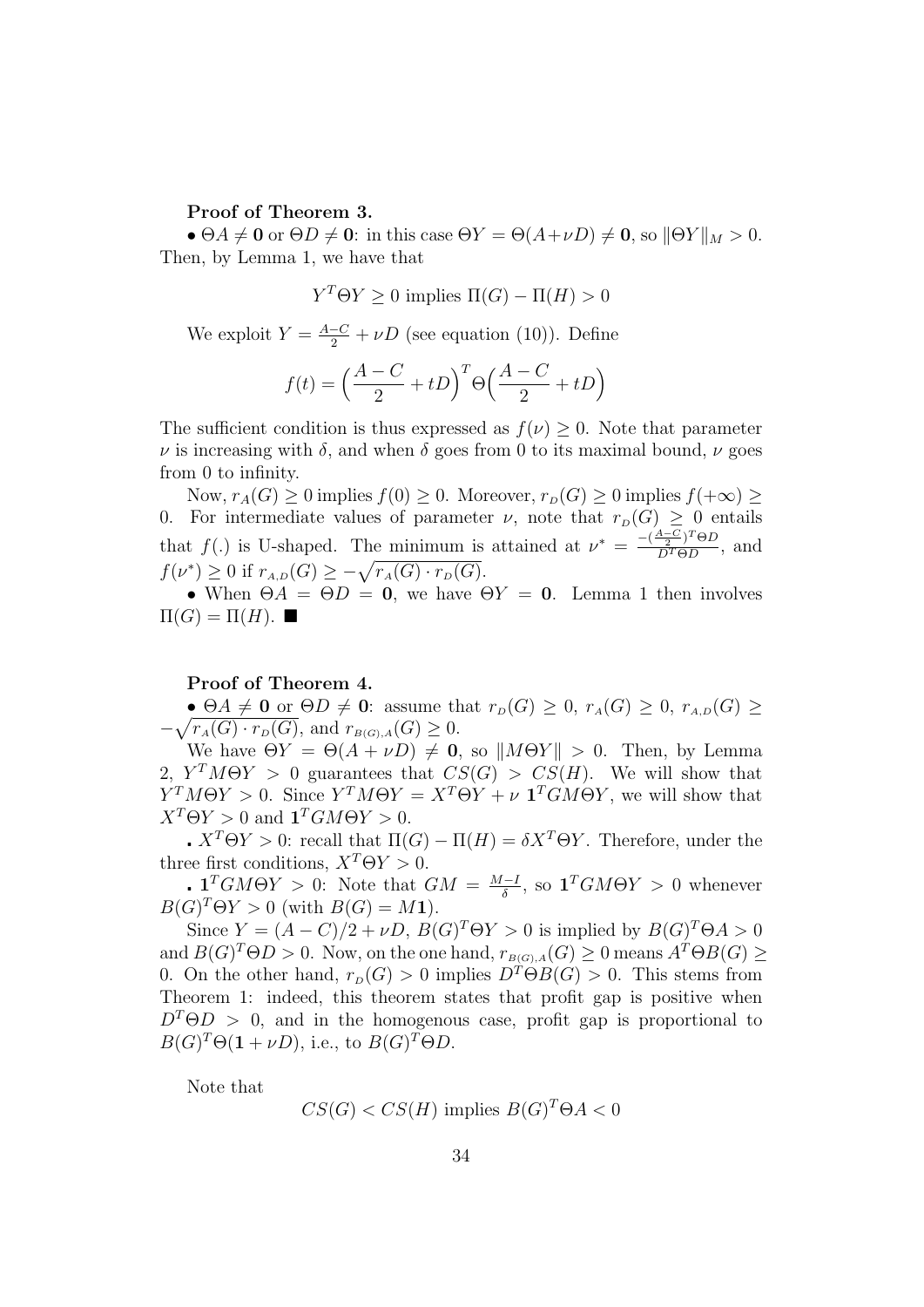**Proof of Theorem 3.**

• $\Theta A \neq \mathbf{0}$ or $\Theta D \neq \mathbf{0}$: in this case $\Theta Y = \Theta(A+\nu D) \neq \mathbf{0}$, so $\|\Theta Y\|_M > 0$. Then, by Lemma 1, we have that

$$Y^T \Theta Y \geq 0 \text{ implies } \Pi(G) - \Pi(H) > 0$$

We exploit $Y = \frac{A-C}{2} + \nu D$ (see equation (10)). Define

$$f(t) = \Big(\frac{A-C}{2} + tD\Big)^T \Theta \Big(\frac{A-C}{2} + tD\Big)$$

The sufficient condition is thus expressed as $f(\nu) \geq 0$. Note that parameter $\nu$ is increasing with $\delta$, and when $\delta$ goes from 0 to its maximal bound, $\nu$ goes from 0 to infinity.

Now, $r_A(G) \geq 0$ implies $f(0) \geq 0$. Moreover, $r_D(G) \geq 0$ implies $f(+\infty) \geq 0$. For intermediate values of parameter $\nu$, note that $r_D(G) \geq 0$ entails that $f(.)$ is U-shaped. The minimum is attained at $\nu^* = \frac{-(\frac{A-C}{2})^T \Theta D}{D^T \Theta D}$, and $f(\nu^*) \geq 0$ if $r_{A,D}(G) \geq -\sqrt{r_A(G) \cdot r_D(G)}$.

• When $\Theta A = \Theta D = \mathbf{0}$, we have $\Theta Y = \mathbf{0}$. Lemma 1 then involves $\Pi(G) = \Pi(H)$. ■

**Proof of Theorem 4.**

• $\Theta A \neq \mathbf{0}$ or $\Theta D \neq \mathbf{0}$: assume that $r_D(G) \geq 0$, $r_A(G) \geq 0$, $r_{A,D}(G) \geq -\sqrt{r_A(G) \cdot r_D(G)}$, and $r_{B(G),A}(G) \geq 0$.

We have $\Theta Y = \Theta(A + \nu D) \neq \mathbf{0}$, so $\|M \Theta Y\| > 0$. Then, by Lemma 2, $Y^T M \Theta Y > 0$ guarantees that $CS(G) > CS(H)$. We will show that $Y^T M \Theta Y > 0$. Since $Y^T M \Theta Y = X^T \Theta Y + \nu \ \mathbf{1}^T G M \Theta Y$, we will show that $X^T \Theta Y > 0$ and $\mathbf{1}^T G M \Theta Y > 0$.

. $X^T \Theta Y > 0$: recall that $\Pi(G) - \Pi(H) = \delta X^T \Theta Y$. Therefore, under the three first conditions, $X^T \Theta Y > 0$.

. $\mathbf{1}^T G M \Theta Y > 0$: Note that $GM = \frac{M-I}{\delta}$, so $\mathbf{1}^T G M \Theta Y > 0$ whenever $B(G)^T \Theta Y > 0$ (with $B(G) = M\mathbf{1}$).

Since $Y = (A - C)/2 + \nu D$, $B(G)^T \Theta Y > 0$ is implied by $B(G)^T \Theta A > 0$ and $B(G)^T \Theta D > 0$. Now, on the one hand, $r_{B(G),A}(G) \geq 0$ means $A^T \Theta B(G) \geq 0$. On the other hand, $r_D(G) > 0$ implies $D^T \Theta B(G) > 0$. This stems from Theorem 1: indeed, this theorem states that profit gap is positive when $D^T \Theta D > 0$, and in the homogenous case, profit gap is proportional to $B(G)^T \Theta(\mathbf{1} + \nu D)$, i.e., to $B(G)^T \Theta D$.

Note that

$$CS(G) < CS(H) \text{ implies } B(G)^T \Theta A < 0$$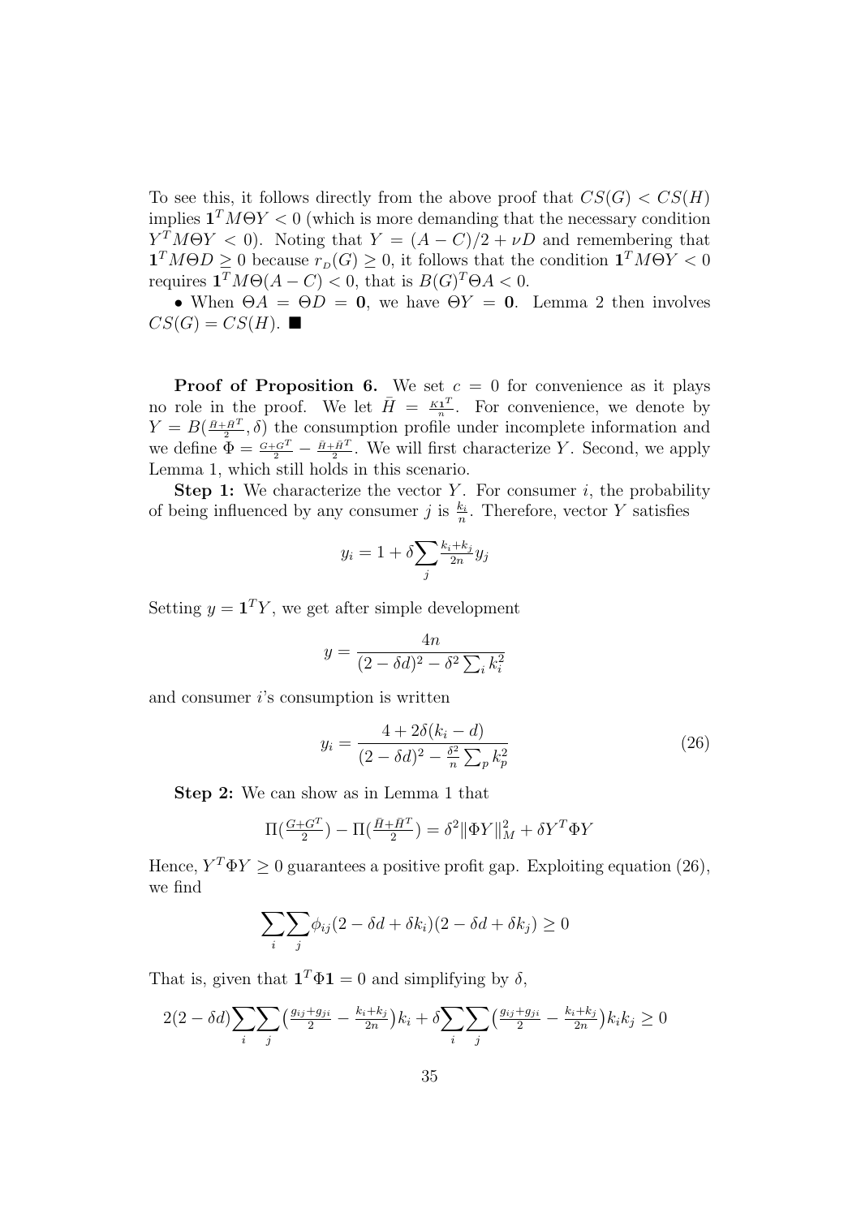To see this, it follows directly from the above proof that $CS(G) < CS(H)$ implies $\mathbf{1}^T M\Theta Y < 0$ (which is more demanding that the necessary condition $Y^T M\Theta Y < 0$). Noting that $Y = (A - C)/2 + \nu D$ and remembering that $\mathbf{1}^T M\Theta D \geq 0$ because $r_D(G) \geq 0$, it follows that the condition $\mathbf{1}^T M\Theta Y < 0$ requires $\mathbf{1}^T M\Theta(A - C) < 0$, that is $B(G)^T \Theta A < 0$.

• When $\Theta A = \Theta D = \mathbf{0}$, we have $\Theta Y = \mathbf{0}$. Lemma 2 then involves $CS(G) = CS(H)$. ■

**Proof of Proposition 6.** We set $c = 0$ for convenience as it plays no role in the proof. We let $\bar{H} = \frac{K\mathbf{1}^T}{n}$. For convenience, we denote by $Y = B(\frac{\bar{H}+\bar{H}^T}{2}, \delta)$ the consumption profile under incomplete information and we define $\Phi = \frac{G+G^T}{2} - \frac{\bar{H}+\bar{H}^T}{2}$. We will first characterize $Y$. Second, we apply Lemma 1, which still holds in this scenario.

**Step 1:** We characterize the vector $Y$. For consumer $i$, the probability of being influenced by any consumer $j$ is $\frac{k_i}{n}$. Therefore, vector $Y$ satisfies

$$y_i = 1 + \delta \sum_j \tfrac{k_i + k_j}{2n} y_j$$

Setting $y = \mathbf{1}^T Y$, we get after simple development

$$y = \frac{4n}{(2 - \delta d)^2 - \delta^2 \sum_i k_i^2}$$

and consumer $i$'s consumption is written

$$y_i = \frac{4 + 2\delta(k_i - d)}{(2 - \delta d)^2 - \frac{\delta^2}{n} \sum_p k_p^2} \tag{26}$$

**Step 2:** We can show as in Lemma 1 that

$$\Pi(\tfrac{G+G^T}{2}) - \Pi(\tfrac{\bar{H}+\bar{H}^T}{2}) = \delta^2 \|\Phi Y\|_M^2 + \delta Y^T \Phi Y$$

Hence, $Y^T \Phi Y \geq 0$ guarantees a positive profit gap. Exploiting equation (26), we find

$$\sum_i \sum_j \phi_{ij}(2 - \delta d + \delta k_i)(2 - \delta d + \delta k_j) \geq 0$$

That is, given that $\mathbf{1}^T \Phi \mathbf{1} = 0$ and simplifying by $\delta$,

$$2(2 - \delta d) \sum_i \sum_j \left(\tfrac{g_{ij} + g_{ji}}{2} - \tfrac{k_i + k_j}{2n}\right) k_i + \delta \sum_i \sum_j \left(\tfrac{g_{ij} + g_{ji}}{2} - \tfrac{k_i + k_j}{2n}\right) k_i k_j \geq 0$$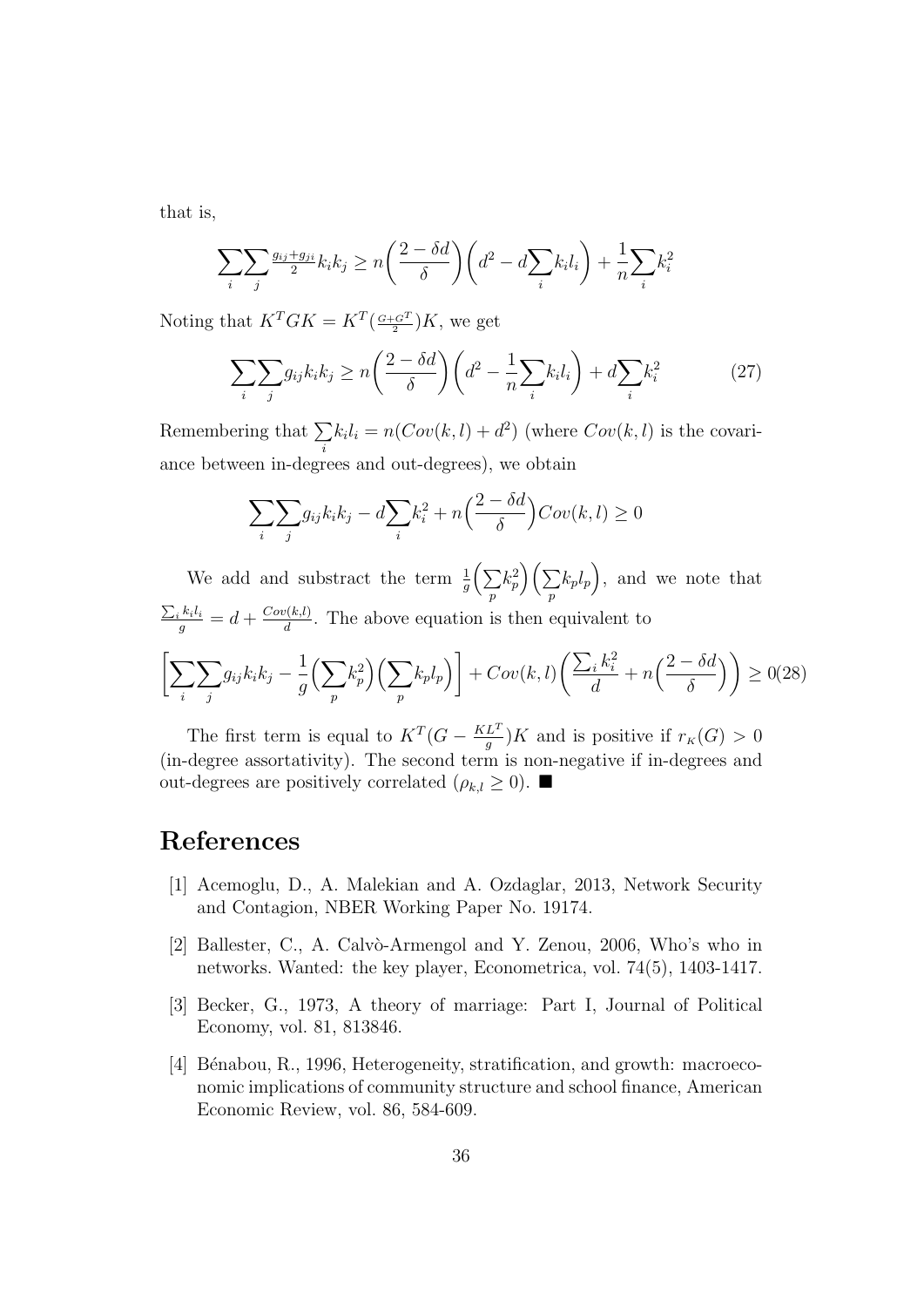that is,

$$\sum_i \sum_j \tfrac{g_{ij}+g_{ji}}{2} k_i k_j \geq n\left(\frac{2-\delta d}{\delta}\right)\left(d^2 - d\sum_i k_i l_i\right) + \frac{1}{n}\sum_i k_i^2$$

Noting that $K^T G K = K^T(\frac{G+G^T}{2})K$, we get

$$\sum_i \sum_j g_{ij} k_i k_j \geq n\left(\frac{2-\delta d}{\delta}\right)\left(d^2 - \frac{1}{n}\sum_i k_i l_i\right) + d\sum_i k_i^2 \tag{27}$$

Remembering that $\sum_i k_i l_i = n(Cov(k,l) + d^2)$ (where $Cov(k,l)$ is the covariance between in-degrees and out-degrees), we obtain

$$\sum_i \sum_j g_{ij} k_i k_j - d\sum_i k_i^2 + n\Big(\frac{2-\delta d}{\delta}\Big) Cov(k,l) \geq 0$$

We add and substract the term $\frac{1}{g}\Big(\sum_p k_p^2\Big)\Big(\sum_p k_p l_p\Big)$, and we note that $\frac{\sum_i k_i l_i}{g} = d + \frac{Cov(k,l)}{d}$. The above equation is then equivalent to

$$\left[\sum_i \sum_j g_{ij} k_i k_j - \frac{1}{g}\Big(\sum_p k_p^2\Big)\Big(\sum_p k_p l_p\Big)\right] + Cov(k,l)\left(\frac{\sum_i k_i^2}{d} + n\Big(\frac{2-\delta d}{\delta}\Big)\right) \geq 0 \tag{28}$$

The first term is equal to $K^T(G - \frac{KL^T}{g})K$ and is positive if $r_K(G) > 0$ (in-degree assortativity). The second term is non-negative if in-degrees and out-degrees are positively correlated ($\rho_{k,l} \geq 0$). ■

# References

[1] Acemoglu, D., A. Malekian and A. Ozdaglar, 2013, Network Security and Contagion, NBER Working Paper No. 19174.

[2] Ballester, C., A. Calvò-Armengol and Y. Zenou, 2006, Who's who in networks. Wanted: the key player, Econometrica, vol. 74(5), 1403-1417.

[3] Becker, G., 1973, A theory of marriage: Part I, Journal of Political Economy, vol. 81, 813846.

[4] Bénabou, R., 1996, Heterogeneity, stratification, and growth: macroeconomic implications of community structure and school finance, American Economic Review, vol. 86, 584-609.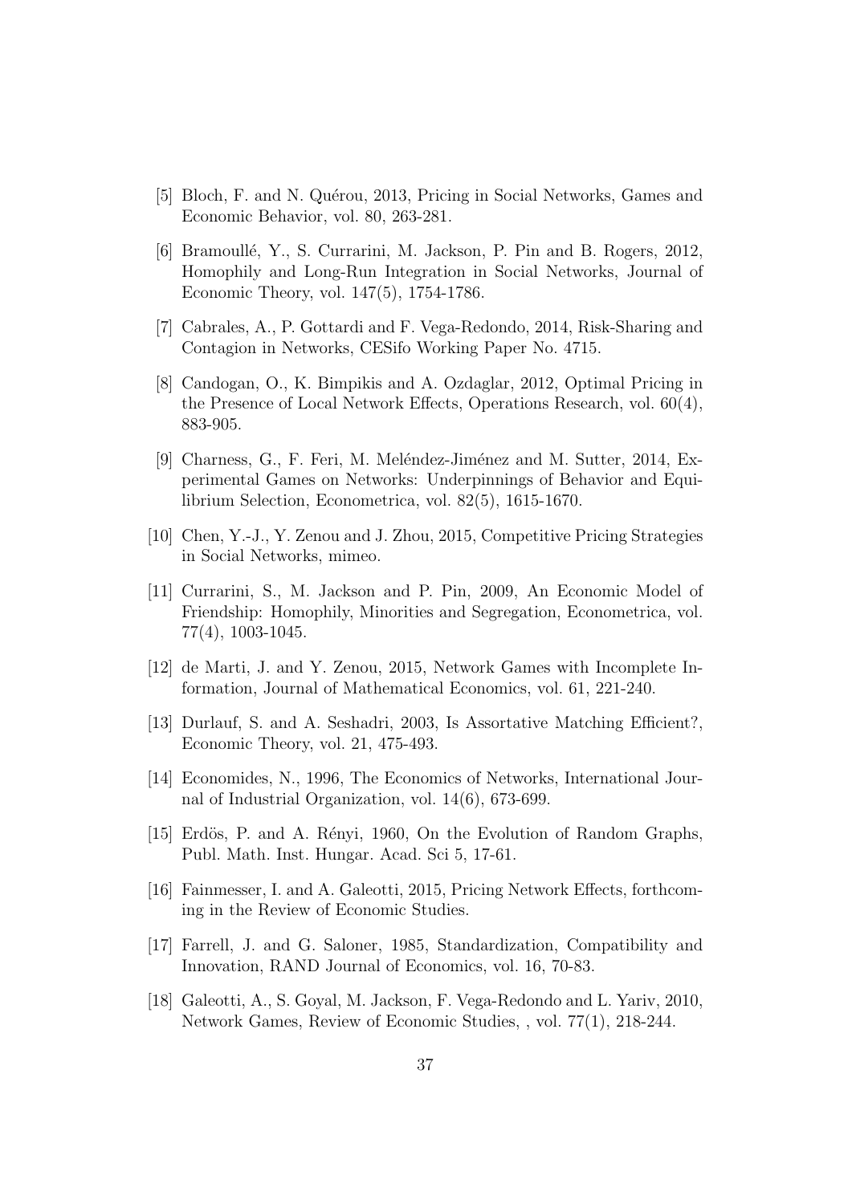[5] Bloch, F. and N. Quérou, 2013, Pricing in Social Networks, Games and Economic Behavior, vol. 80, 263-281.

[6] Bramoullé, Y., S. Currarini, M. Jackson, P. Pin and B. Rogers, 2012, Homophily and Long-Run Integration in Social Networks, Journal of Economic Theory, vol. 147(5), 1754-1786.

[7] Cabrales, A., P. Gottardi and F. Vega-Redondo, 2014, Risk-Sharing and Contagion in Networks, CESifo Working Paper No. 4715.

[8] Candogan, O., K. Bimpikis and A. Ozdaglar, 2012, Optimal Pricing in the Presence of Local Network Effects, Operations Research, vol. 60(4), 883-905.

[9] Charness, G., F. Feri, M. Meléndez-Jiménez and M. Sutter, 2014, Experimental Games on Networks: Underpinnings of Behavior and Equilibrium Selection, Econometrica, vol. 82(5), 1615-1670.

[10] Chen, Y.-J., Y. Zenou and J. Zhou, 2015, Competitive Pricing Strategies in Social Networks, mimeo.

[11] Currarini, S., M. Jackson and P. Pin, 2009, An Economic Model of Friendship: Homophily, Minorities and Segregation, Econometrica, vol. 77(4), 1003-1045.

[12] de Marti, J. and Y. Zenou, 2015, Network Games with Incomplete Information, Journal of Mathematical Economics, vol. 61, 221-240.

[13] Durlauf, S. and A. Seshadri, 2003, Is Assortative Matching Efficient?, Economic Theory, vol. 21, 475-493.

[14] Economides, N., 1996, The Economics of Networks, International Journal of Industrial Organization, vol. 14(6), 673-699.

[15] Erdös, P. and A. Rényi, 1960, On the Evolution of Random Graphs, Publ. Math. Inst. Hungar. Acad. Sci 5, 17-61.

[16] Fainmesser, I. and A. Galeotti, 2015, Pricing Network Effects, forthcoming in the Review of Economic Studies.

[17] Farrell, J. and G. Saloner, 1985, Standardization, Compatibility and Innovation, RAND Journal of Economics, vol. 16, 70-83.

[18] Galeotti, A., S. Goyal, M. Jackson, F. Vega-Redondo and L. Yariv, 2010, Network Games, Review of Economic Studies, , vol. 77(1), 218-244.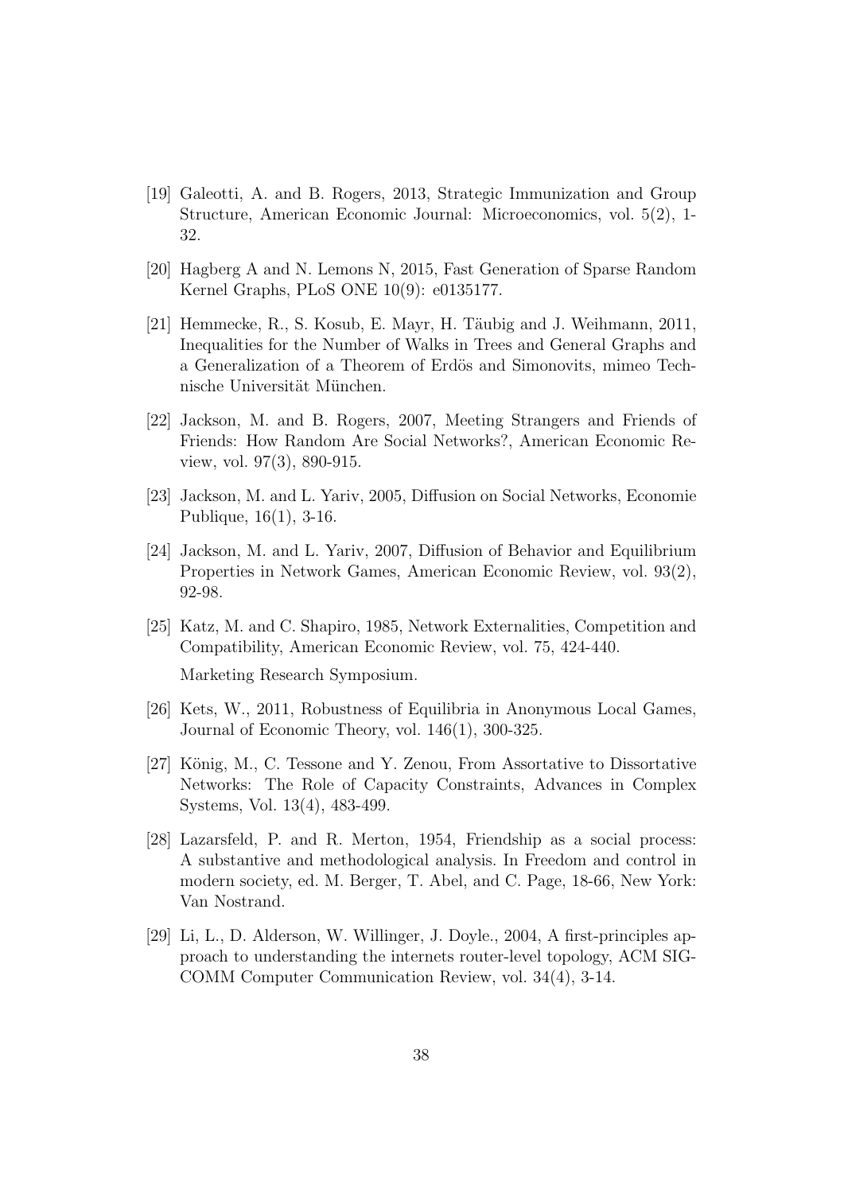[19] Galeotti, A. and B. Rogers, 2013, Strategic Immunization and Group Structure, American Economic Journal: Microeconomics, vol. 5(2), 1-32.

[20] Hagberg A and N. Lemons N, 2015, Fast Generation of Sparse Random Kernel Graphs, PLoS ONE 10(9): e0135177.

[21] Hemmecke, R., S. Kosub, E. Mayr, H. Täubig and J. Weihmann, 2011, Inequalities for the Number of Walks in Trees and General Graphs and a Generalization of a Theorem of Erdös and Simonovits, mimeo Technische Universität München.

[22] Jackson, M. and B. Rogers, 2007, Meeting Strangers and Friends of Friends: How Random Are Social Networks?, American Economic Review, vol. 97(3), 890-915.

[23] Jackson, M. and L. Yariv, 2005, Diffusion on Social Networks, Economie Publique, 16(1), 3-16.

[24] Jackson, M. and L. Yariv, 2007, Diffusion of Behavior and Equilibrium Properties in Network Games, American Economic Review, vol. 93(2), 92-98.

[25] Katz, M. and C. Shapiro, 1985, Network Externalities, Competition and Compatibility, American Economic Review, vol. 75, 424-440.

Marketing Research Symposium.

[26] Kets, W., 2011, Robustness of Equilibria in Anonymous Local Games, Journal of Economic Theory, vol. 146(1), 300-325.

[27] König, M., C. Tessone and Y. Zenou, From Assortative to Dissortative Networks: The Role of Capacity Constraints, Advances in Complex Systems, Vol. 13(4), 483-499.

[28] Lazarsfeld, P. and R. Merton, 1954, Friendship as a social process: A substantive and methodological analysis. In Freedom and control in modern society, ed. M. Berger, T. Abel, and C. Page, 18-66, New York: Van Nostrand.

[29] Li, L., D. Alderson, W. Willinger, J. Doyle., 2004, A first-principles approach to understanding the internets router-level topology, ACM SIGCOMM Computer Communication Review, vol. 34(4), 3-14.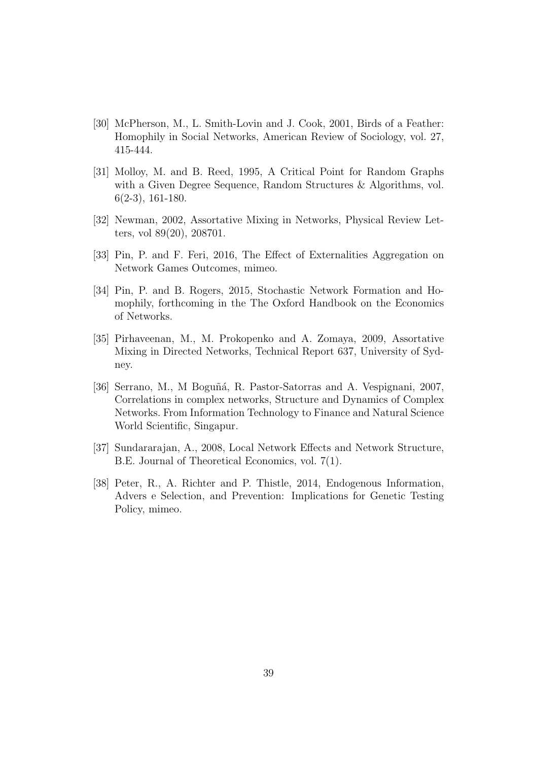[30] McPherson, M., L. Smith-Lovin and J. Cook, 2001, Birds of a Feather: Homophily in Social Networks, American Review of Sociology, vol. 27, 415-444.

[31] Molloy, M. and B. Reed, 1995, A Critical Point for Random Graphs with a Given Degree Sequence, Random Structures & Algorithms, vol. 6(2-3), 161-180.

[32] Newman, 2002, Assortative Mixing in Networks, Physical Review Letters, vol 89(20), 208701.

[33] Pin, P. and F. Feri, 2016, The Effect of Externalities Aggregation on Network Games Outcomes, mimeo.

[34] Pin, P. and B. Rogers, 2015, Stochastic Network Formation and Homophily, forthcoming in the The Oxford Handbook on the Economics of Networks.

[35] Pirhaveenan, M., M. Prokopenko and A. Zomaya, 2009, Assortative Mixing in Directed Networks, Technical Report 637, University of Sydney.

[36] Serrano, M., M Boguñá, R. Pastor-Satorras and A. Vespignani, 2007, Correlations in complex networks, Structure and Dynamics of Complex Networks. From Information Technology to Finance and Natural Science World Scientific, Singapur.

[37] Sundararajan, A., 2008, Local Network Effects and Network Structure, B.E. Journal of Theoretical Economics, vol. 7(1).

[38] Peter, R., A. Richter and P. Thistle, 2014, Endogenous Information, Advers e Selection, and Prevention: Implications for Genetic Testing Policy, mimeo.